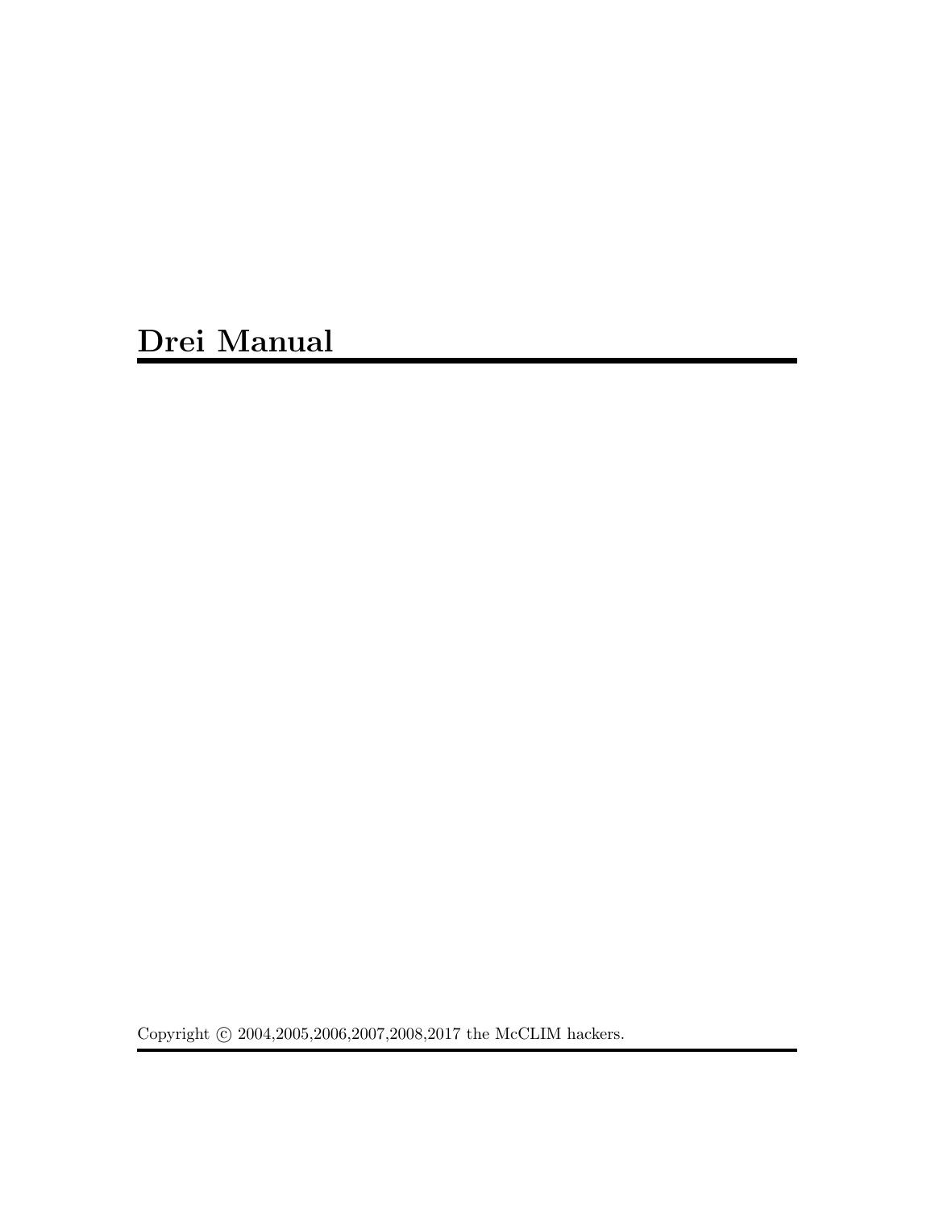# Drei Manual

Copyright © 2004,2005,2006,2007,2008,2017 the McCLIM hackers.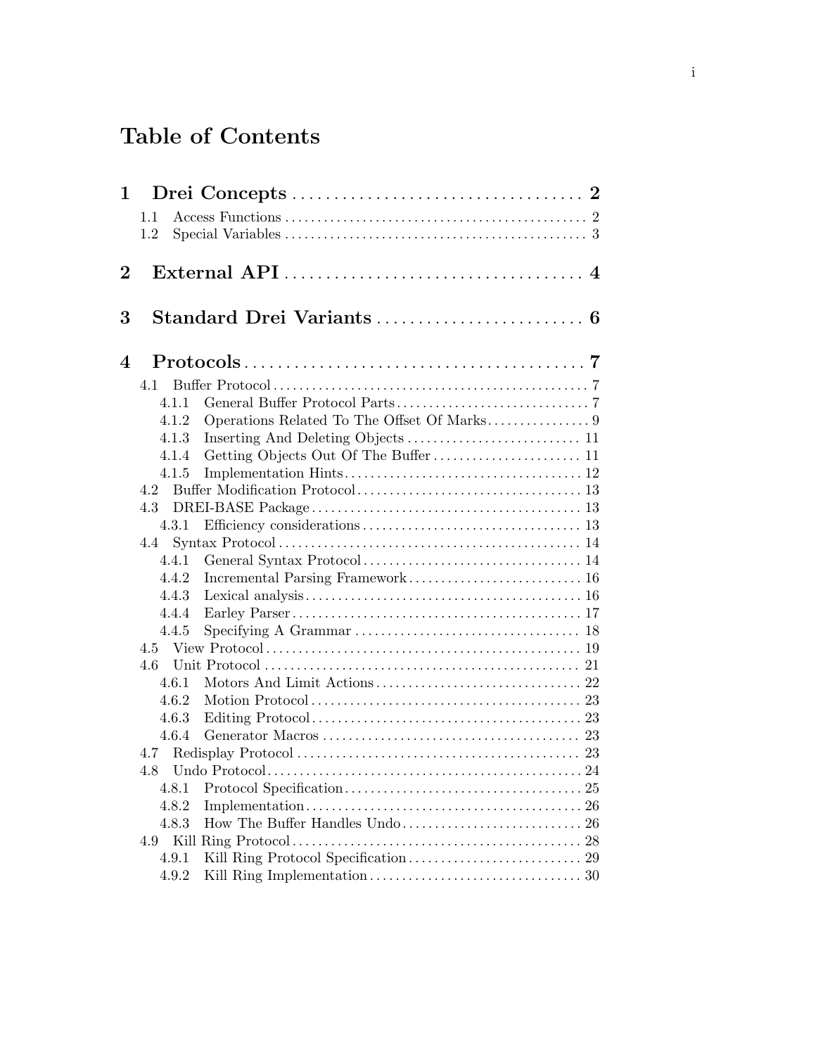# Table of Contents

- **1 Drei Concepts** .... 2
  - 1.1 Access Functions .... 2
  - 1.2 Special Variables .... 3
- **2 External API** .... 4
- **3 Standard Drei Variants** .... 6
- **4 Protocols** .... 7
  - 4.1 Buffer Protocol .... 7
    - 4.1.1 General Buffer Protocol Parts .... 7
    - 4.1.2 Operations Related To The Offset Of Marks .... 9
    - 4.1.3 Inserting And Deleting Objects .... 11
    - 4.1.4 Getting Objects Out Of The Buffer .... 11
    - 4.1.5 Implementation Hints .... 12
  - 4.2 Buffer Modification Protocol .... 13
  - 4.3 DREI-BASE Package .... 13
    - 4.3.1 Efficiency considerations .... 13
  - 4.4 Syntax Protocol .... 14
    - 4.4.1 General Syntax Protocol .... 14
    - 4.4.2 Incremental Parsing Framework .... 16
    - 4.4.3 Lexical analysis .... 16
    - 4.4.4 Earley Parser .... 17
    - 4.4.5 Specifying A Grammar .... 18
  - 4.5 View Protocol .... 19
  - 4.6 Unit Protocol .... 21
    - 4.6.1 Motors And Limit Actions .... 22
    - 4.6.2 Motion Protocol .... 23
    - 4.6.3 Editing Protocol .... 23
    - 4.6.4 Generator Macros .... 23
  - 4.7 Redisplay Protocol .... 23
  - 4.8 Undo Protocol .... 24
    - 4.8.1 Protocol Specification .... 25
    - 4.8.2 Implementation .... 26
    - 4.8.3 How The Buffer Handles Undo .... 26
  - 4.9 Kill Ring Protocol .... 28
    - 4.9.1 Kill Ring Protocol Specification .... 29
    - 4.9.2 Kill Ring Implementation .... 30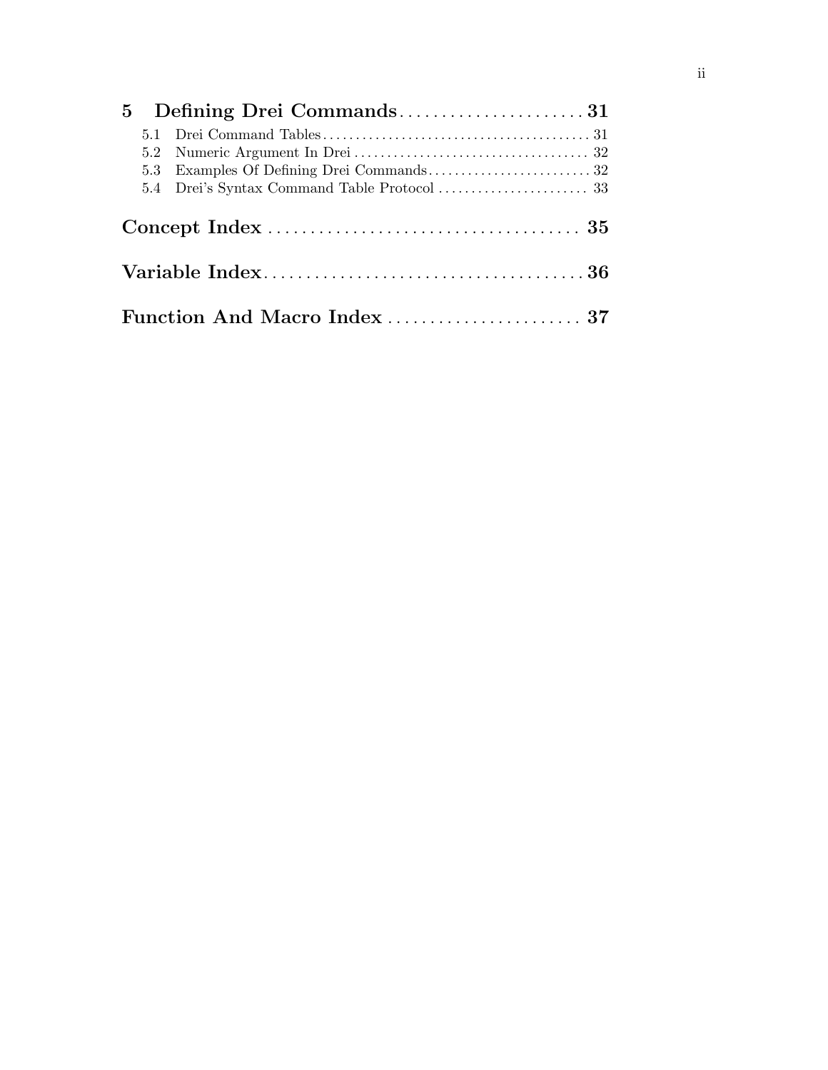**5 Defining Drei Commands** . . . . . . . . . . . . . . . . . . . . . . . **31**

- 5.1 Drei Command Tables . . . . . . . . . . . . . . . . . . . . . . . . . . . . . . . . . . . . . . . . . 31
- 5.2 Numeric Argument In Drei . . . . . . . . . . . . . . . . . . . . . . . . . . . . . . . . . . . . 32
- 5.3 Examples Of Defining Drei Commands . . . . . . . . . . . . . . . . . . . . . . . . . 32
- 5.4 Drei's Syntax Command Table Protocol . . . . . . . . . . . . . . . . . . . . . . . 33

**Concept Index** . . . . . . . . . . . . . . . . . . . . . . . . . . . . . . . . . . . . . **35**

**Variable Index** . . . . . . . . . . . . . . . . . . . . . . . . . . . . . . . . . . . . . . **36**

**Function And Macro Index** . . . . . . . . . . . . . . . . . . . . . . . **37**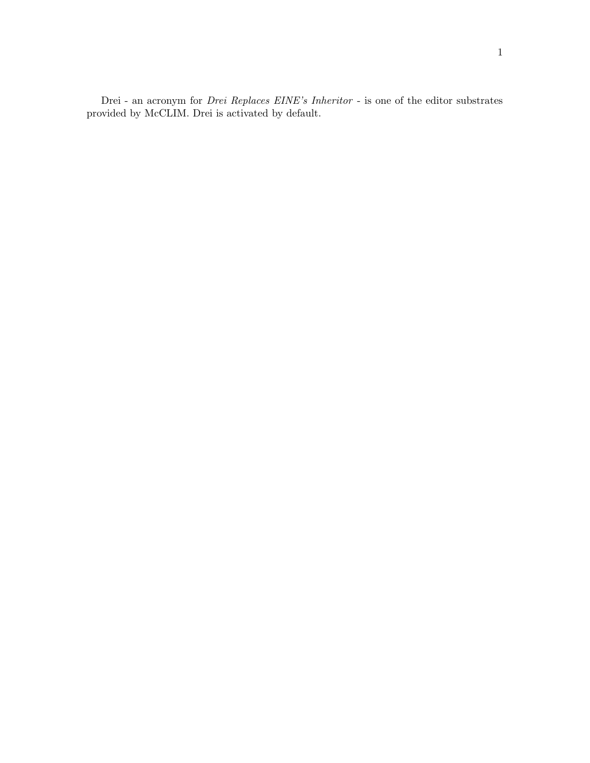Drei - an acronym for *Drei Replaces EINE's Inheritor* - is one of the editor substrates provided by McCLIM. Drei is activated by default.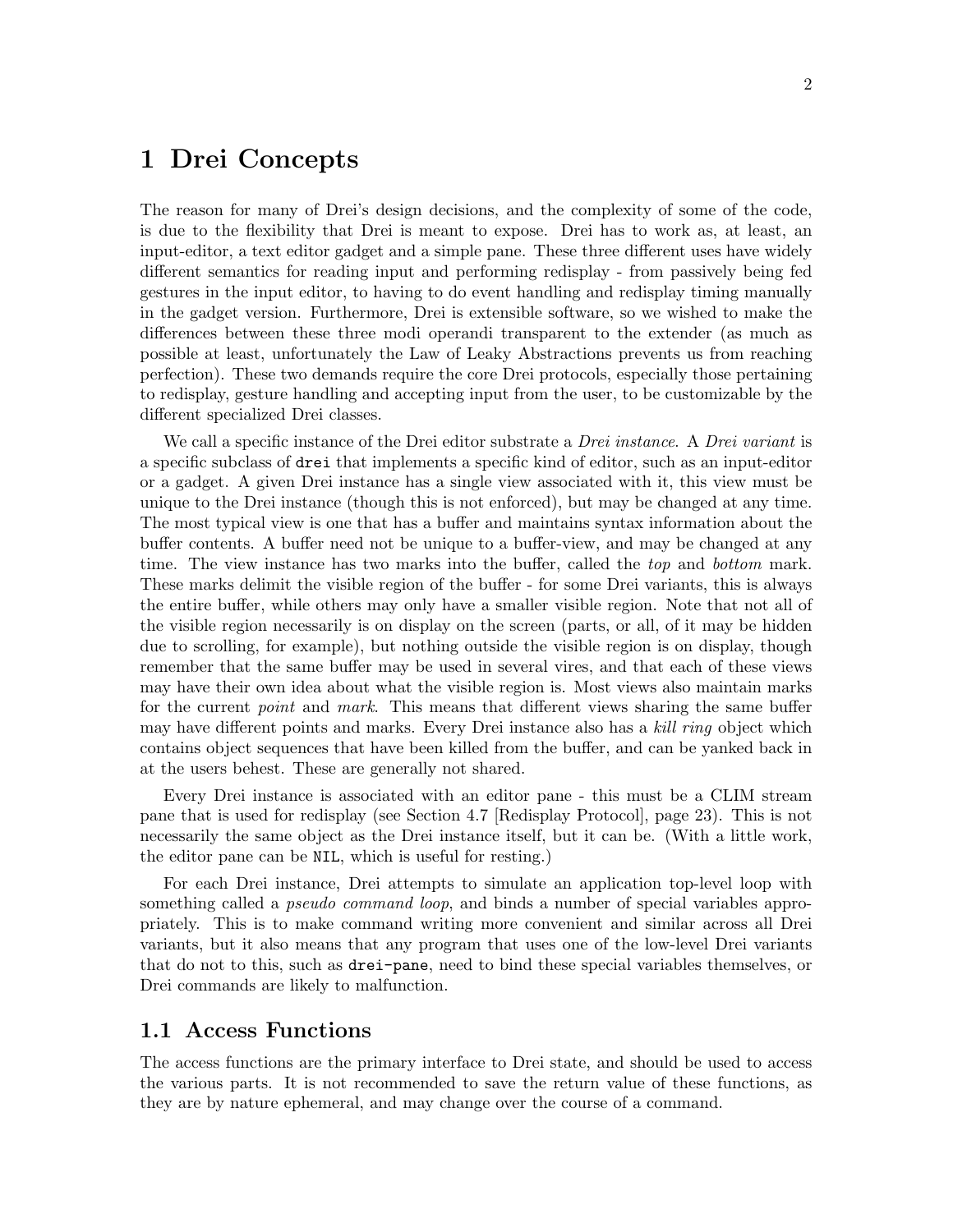# 1 Drei Concepts

The reason for many of Drei's design decisions, and the complexity of some of the code, is due to the flexibility that Drei is meant to expose. Drei has to work as, at least, an input-editor, a text editor gadget and a simple pane. These three different uses have widely different semantics for reading input and performing redisplay - from passively being fed gestures in the input editor, to having to do event handling and redisplay timing manually in the gadget version. Furthermore, Drei is extensible software, so we wished to make the differences between these three modi operandi transparent to the extender (as much as possible at least, unfortunately the Law of Leaky Abstractions prevents us from reaching perfection). These two demands require the core Drei protocols, especially those pertaining to redisplay, gesture handling and accepting input from the user, to be customizable by the different specialized Drei classes.

We call a specific instance of the Drei editor substrate a *Drei instance*. A *Drei variant* is a specific subclass of `drei` that implements a specific kind of editor, such as an input-editor or a gadget. A given Drei instance has a single view associated with it, this view must be unique to the Drei instance (though this is not enforced), but may be changed at any time. The most typical view is one that has a buffer and maintains syntax information about the buffer contents. A buffer need not be unique to a buffer-view, and may be changed at any time. The view instance has two marks into the buffer, called the *top* and *bottom* mark. These marks delimit the visible region of the buffer - for some Drei variants, this is always the entire buffer, while others may only have a smaller visible region. Note that not all of the visible region necessarily is on display on the screen (parts, or all, of it may be hidden due to scrolling, for example), but nothing outside the visible region is on display, though remember that the same buffer may be used in several vires, and that each of these views may have their own idea about what the visible region is. Most views also maintain marks for the current *point* and *mark*. This means that different views sharing the same buffer may have different points and marks. Every Drei instance also has a *kill ring* object which contains object sequences that have been killed from the buffer, and can be yanked back in at the users behest. These are generally not shared.

Every Drei instance is associated with an editor pane - this must be a CLIM stream pane that is used for redisplay (see Section 4.7 [Redisplay Protocol], page 23). This is not necessarily the same object as the Drei instance itself, but it can be. (With a little work, the editor pane can be `NIL`, which is useful for resting.)

For each Drei instance, Drei attempts to simulate an application top-level loop with something called a *pseudo command loop*, and binds a number of special variables appropriately. This is to make command writing more convenient and similar across all Drei variants, but it also means that any program that uses one of the low-level Drei variants that do not to this, such as `drei-pane`, need to bind these special variables themselves, or Drei commands are likely to malfunction.

## 1.1 Access Functions

The access functions are the primary interface to Drei state, and should be used to access the various parts. It is not recommended to save the return value of these functions, as they are by nature ephemeral, and may change over the course of a command.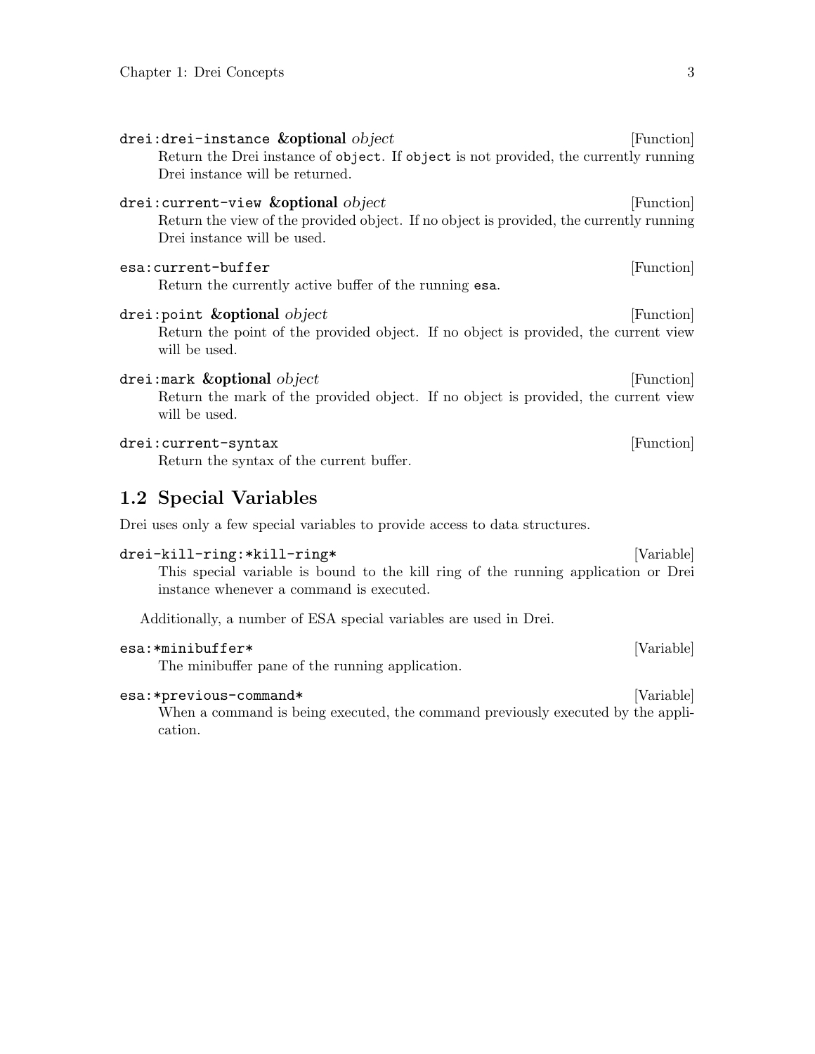`drei:drei-instance` **&optional** *object* [Function]

Return the Drei instance of `object`. If `object` is not provided, the currently running Drei instance will be returned.

`drei:current-view` **&optional** *object* [Function]

Return the view of the provided object. If no object is provided, the currently running Drei instance will be used.

`esa:current-buffer` [Function]

Return the currently active buffer of the running `esa`.

`drei:point` **&optional** *object* [Function]

Return the point of the provided object. If no object is provided, the current view will be used.

`drei:mark` **&optional** *object* [Function]

Return the mark of the provided object. If no object is provided, the current view will be used.

`drei:current-syntax` [Function]

Return the syntax of the current buffer.

## 1.2 Special Variables

Drei uses only a few special variables to provide access to data structures.

`drei-kill-ring:*kill-ring*` [Variable]

This special variable is bound to the kill ring of the running application or Drei instance whenever a command is executed.

Additionally, a number of ESA special variables are used in Drei.

`esa:*minibuffer*` [Variable]

The minibuffer pane of the running application.

`esa:*previous-command*` [Variable]

When a command is being executed, the command previously executed by the application.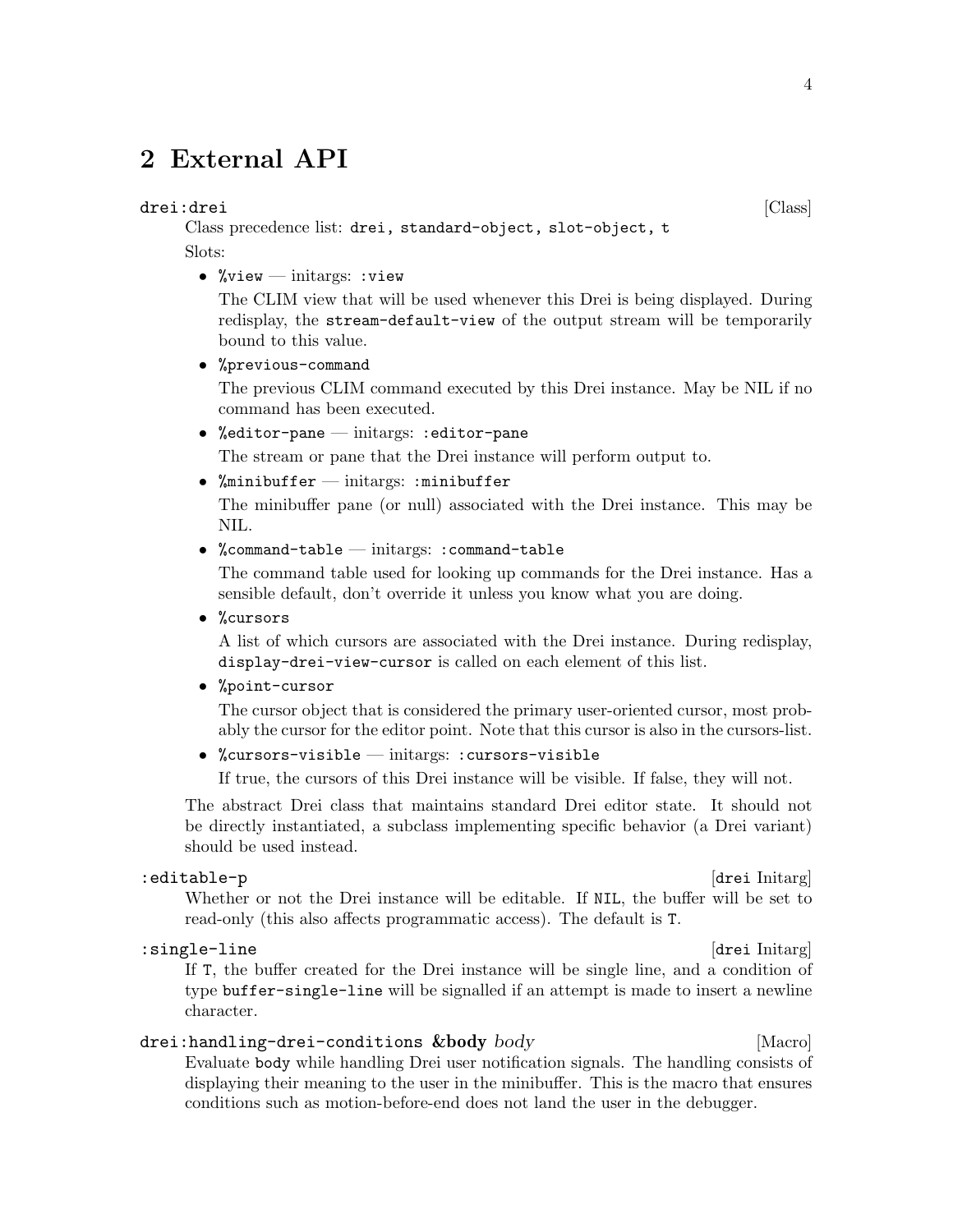# 2 External API

`drei:drei` [Class]

Class precedence list: `drei, standard-object, slot-object, t`

Slots:

- `%view` — initargs: `:view`

  The CLIM view that will be used whenever this Drei is being displayed. During redisplay, the `stream-default-view` of the output stream will be temporarily bound to this value.

- `%previous-command`

  The previous CLIM command executed by this Drei instance. May be NIL if no command has been executed.

- `%editor-pane` — initargs: `:editor-pane`

  The stream or pane that the Drei instance will perform output to.

- `%minibuffer` — initargs: `:minibuffer`

  The minibuffer pane (or null) associated with the Drei instance. This may be NIL.

- `%command-table` — initargs: `:command-table`

  The command table used for looking up commands for the Drei instance. Has a sensible default, don't override it unless you know what you are doing.

- `%cursors`

  A list of which cursors are associated with the Drei instance. During redisplay, `display-drei-view-cursor` is called on each element of this list.

- `%point-cursor`

  The cursor object that is considered the primary user-oriented cursor, most probably the cursor for the editor point. Note that this cursor is also in the cursors-list.

- `%cursors-visible` — initargs: `:cursors-visible`

  If true, the cursors of this Drei instance will be visible. If false, they will not.

The abstract Drei class that maintains standard Drei editor state. It should not be directly instantiated, a subclass implementing specific behavior (a Drei variant) should be used instead.

`:editable-p` [`drei` Initarg]

Whether or not the Drei instance will be editable. If `NIL`, the buffer will be set to read-only (this also affects programmatic access). The default is `T`.

`:single-line` [`drei` Initarg]

If `T`, the buffer created for the Drei instance will be single line, and a condition of type `buffer-single-line` will be signalled if an attempt is made to insert a newline character.

`drei:handling-drei-conditions` **&body** *body* [Macro]

Evaluate `body` while handling Drei user notification signals. The handling consists of displaying their meaning to the user in the minibuffer. This is the macro that ensures conditions such as motion-before-end does not land the user in the debugger.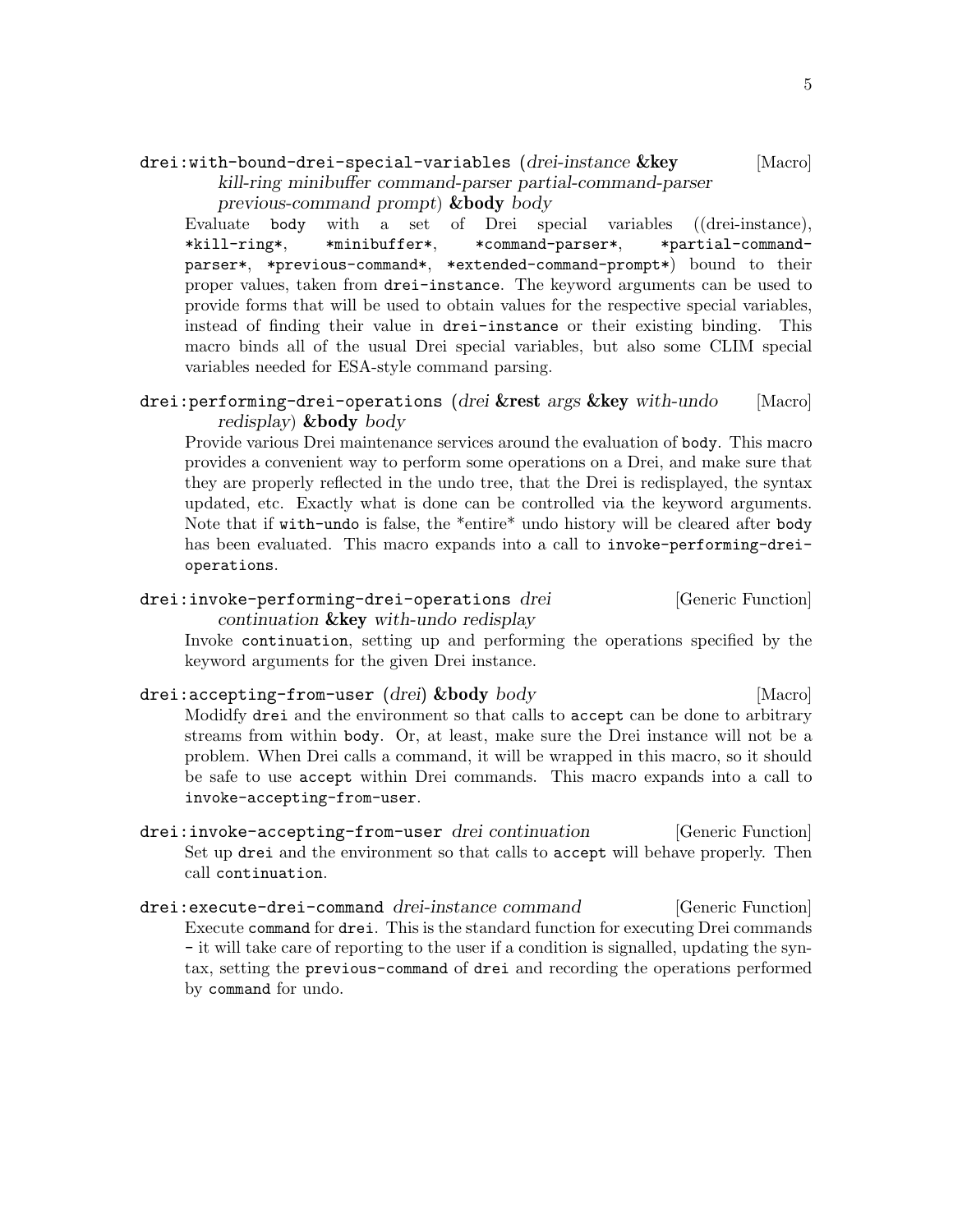`drei:with-bound-drei-special-variables` (*drei-instance* **&key** *kill-ring minibuffer command-parser partial-command-parser previous-command prompt*) **&body** *body* [Macro]

Evaluate `body` with a set of Drei special variables ((drei-instance), `*kill-ring*`, `*minibuffer*`, `*command-parser*`, `*partial-command-parser*`, `*previous-command*`, `*extended-command-prompt*`) bound to their proper values, taken from `drei-instance`. The keyword arguments can be used to provide forms that will be used to obtain values for the respective special variables, instead of finding their value in `drei-instance` or their existing binding. This macro binds all of the usual Drei special variables, but also some CLIM special variables needed for ESA-style command parsing.

`drei:performing-drei-operations` (*drei* **&rest** *args* **&key** *with-undo redisplay*) **&body** *body* [Macro]

Provide various Drei maintenance services around the evaluation of `body`. This macro provides a convenient way to perform some operations on a Drei, and make sure that they are properly reflected in the undo tree, that the Drei is redisplayed, the syntax updated, etc. Exactly what is done can be controlled via the keyword arguments. Note that if `with-undo` is false, the *entire* undo history will be cleared after `body` has been evaluated. This macro expands into a call to `invoke-performing-drei-operations`.

`drei:invoke-performing-drei-operations` *drei continuation* **&key** *with-undo redisplay* [Generic Function]

Invoke `continuation`, setting up and performing the operations specified by the keyword arguments for the given Drei instance.

`drei:accepting-from-user` (*drei*) **&body** *body* [Macro]

Modidfy `drei` and the environment so that calls to `accept` can be done to arbitrary streams from within `body`. Or, at least, make sure the Drei instance will not be a problem. When Drei calls a command, it will be wrapped in this macro, so it should be safe to use `accept` within Drei commands. This macro expands into a call to `invoke-accepting-from-user`.

`drei:invoke-accepting-from-user` *drei continuation* [Generic Function]

Set up `drei` and the environment so that calls to `accept` will behave properly. Then call `continuation`.

`drei:execute-drei-command` *drei-instance command* [Generic Function]

Execute `command` for `drei`. This is the standard function for executing Drei commands - it will take care of reporting to the user if a condition is signalled, updating the syntax, setting the `previous-command` of `drei` and recording the operations performed by `command` for undo.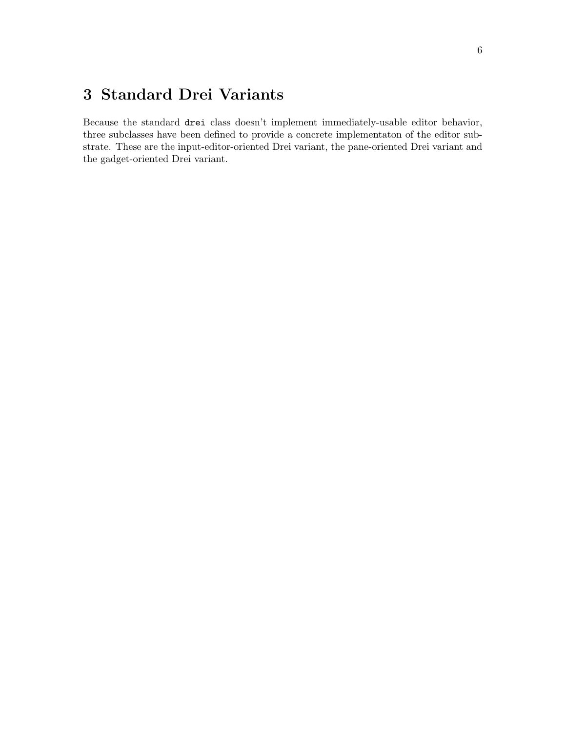# 3 Standard Drei Variants

Because the standard `drei` class doesn't implement immediately-usable editor behavior, three subclasses have been defined to provide a concrete implementaton of the editor substrate. These are the input-editor-oriented Drei variant, the pane-oriented Drei variant and the gadget-oriented Drei variant.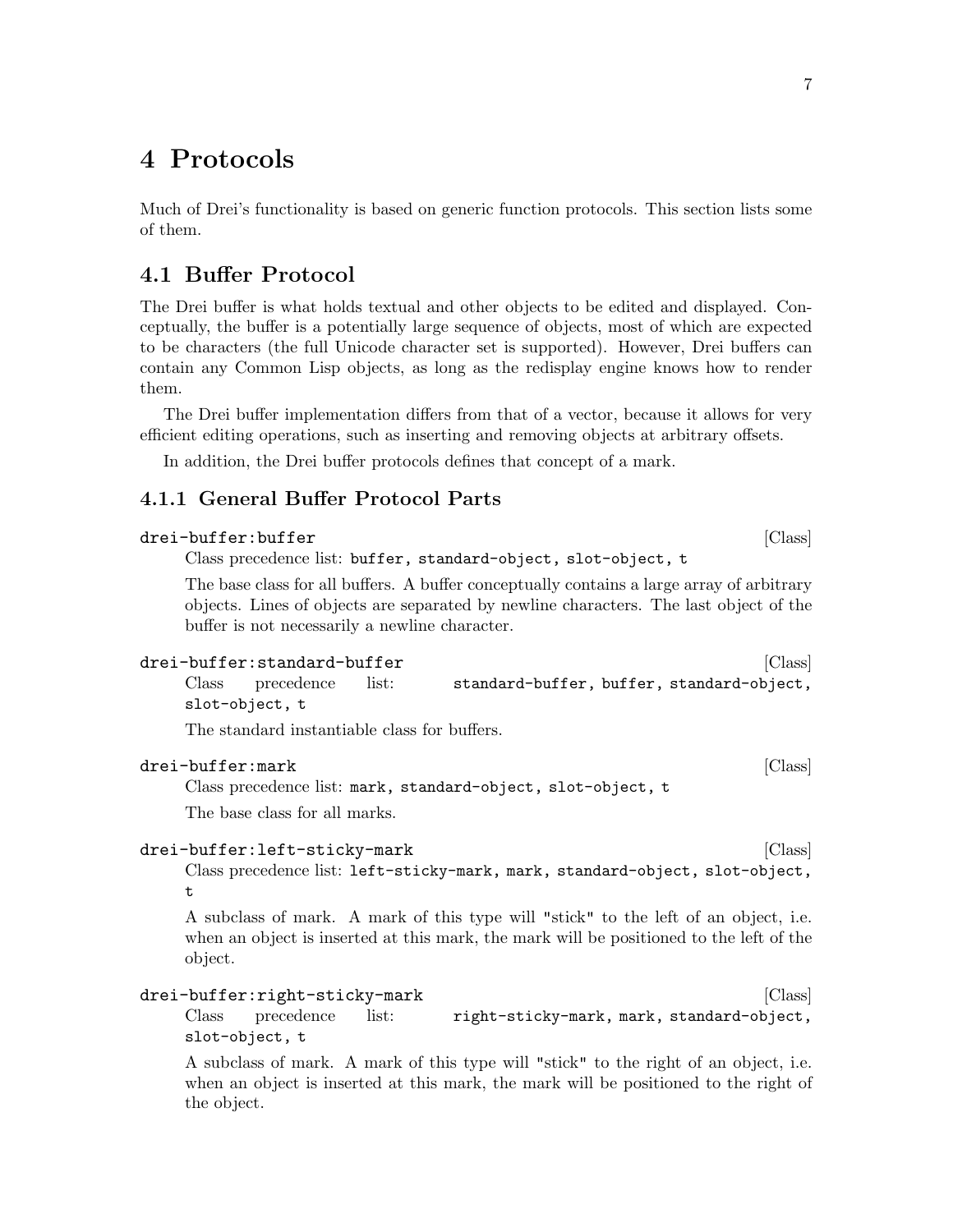# 4 Protocols

Much of Drei's functionality is based on generic function protocols. This section lists some of them.

## 4.1 Buffer Protocol

The Drei buffer is what holds textual and other objects to be edited and displayed. Conceptually, the buffer is a potentially large sequence of objects, most of which are expected to be characters (the full Unicode character set is supported). However, Drei buffers can contain any Common Lisp objects, as long as the redisplay engine knows how to render them.

The Drei buffer implementation differs from that of a vector, because it allows for very efficient editing operations, such as inserting and removing objects at arbitrary offsets.

In addition, the Drei buffer protocols defines that concept of a mark.

### 4.1.1 General Buffer Protocol Parts

`drei-buffer:buffer` [Class]

Class precedence list: `buffer, standard-object, slot-object, t`

The base class for all buffers. A buffer conceptually contains a large array of arbitrary objects. Lines of objects are separated by newline characters. The last object of the buffer is not necessarily a newline character.

`drei-buffer:standard-buffer` [Class]

Class precedence list: `standard-buffer, buffer, standard-object, slot-object, t`

The standard instantiable class for buffers.

`drei-buffer:mark` [Class]

Class precedence list: `mark, standard-object, slot-object, t`

The base class for all marks.

`drei-buffer:left-sticky-mark` [Class]

Class precedence list: `left-sticky-mark, mark, standard-object, slot-object, t`

A subclass of mark. A mark of this type will "stick" to the left of an object, i.e. when an object is inserted at this mark, the mark will be positioned to the left of the object.

`drei-buffer:right-sticky-mark` [Class]

Class precedence list: `right-sticky-mark, mark, standard-object, slot-object, t`

A subclass of mark. A mark of this type will "stick" to the right of an object, i.e. when an object is inserted at this mark, the mark will be positioned to the right of the object.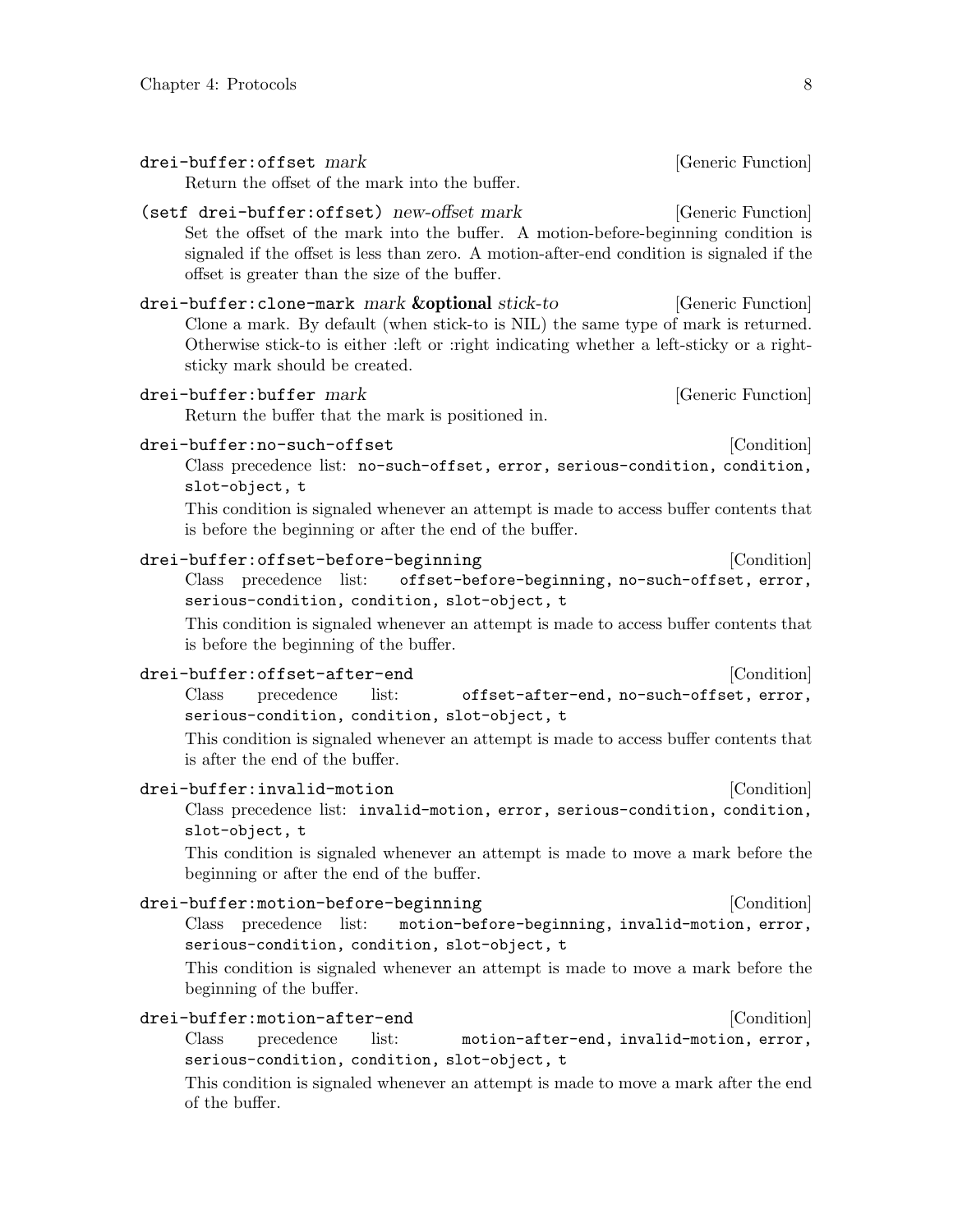`drei-buffer:offset` *mark* [Generic Function]

Return the offset of the mark into the buffer.

`(setf drei-buffer:offset)` *new-offset mark* [Generic Function]

Set the offset of the mark into the buffer. A motion-before-beginning condition is signaled if the offset is less than zero. A motion-after-end condition is signaled if the offset is greater than the size of the buffer.

`drei-buffer:clone-mark` *mark* **&optional** *stick-to* [Generic Function]

Clone a mark. By default (when stick-to is NIL) the same type of mark is returned. Otherwise stick-to is either :left or :right indicating whether a left-sticky or a right-sticky mark should be created.

`drei-buffer:buffer` *mark* [Generic Function]

Return the buffer that the mark is positioned in.

`drei-buffer:no-such-offset` [Condition]

Class precedence list: `no-such-offset, error, serious-condition, condition, slot-object, t`

This condition is signaled whenever an attempt is made to access buffer contents that is before the beginning or after the end of the buffer.

`drei-buffer:offset-before-beginning` [Condition]

Class precedence list: `offset-before-beginning, no-such-offset, error, serious-condition, condition, slot-object, t`

This condition is signaled whenever an attempt is made to access buffer contents that is before the beginning of the buffer.

`drei-buffer:offset-after-end` [Condition]

Class precedence list: `offset-after-end, no-such-offset, error, serious-condition, condition, slot-object, t`

This condition is signaled whenever an attempt is made to access buffer contents that is after the end of the buffer.

`drei-buffer:invalid-motion` [Condition]

Class precedence list: `invalid-motion, error, serious-condition, condition, slot-object, t`

This condition is signaled whenever an attempt is made to move a mark before the beginning or after the end of the buffer.

`drei-buffer:motion-before-beginning` [Condition]

Class precedence list: `motion-before-beginning, invalid-motion, error, serious-condition, condition, slot-object, t`

This condition is signaled whenever an attempt is made to move a mark before the beginning of the buffer.

`drei-buffer:motion-after-end` [Condition]

Class precedence list: `motion-after-end, invalid-motion, error, serious-condition, condition, slot-object, t`

This condition is signaled whenever an attempt is made to move a mark after the end of the buffer.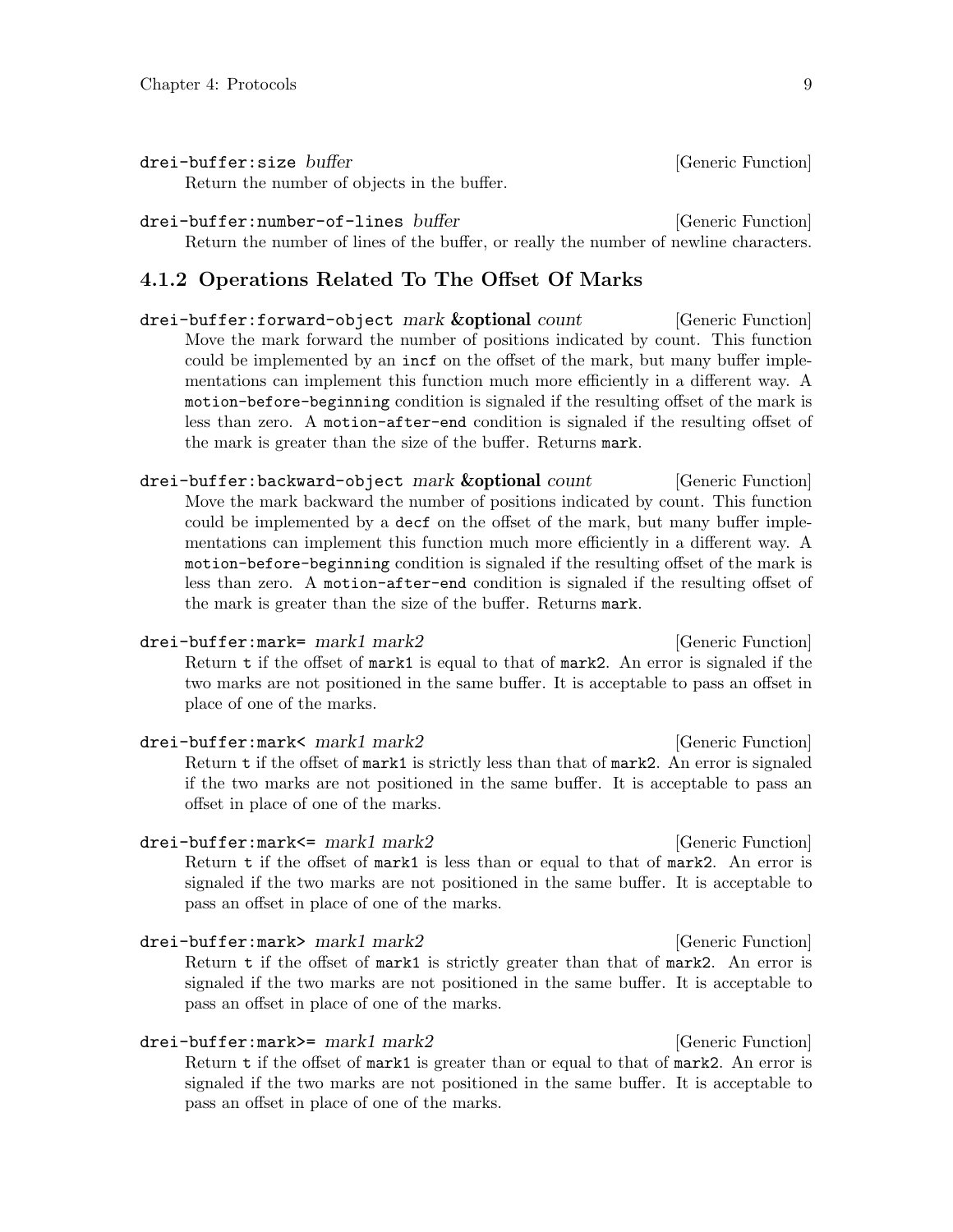`drei-buffer:size` *buffer* [Generic Function]

Return the number of objects in the buffer.

`drei-buffer:number-of-lines` *buffer* [Generic Function]

Return the number of lines of the buffer, or really the number of newline characters.

### 4.1.2 Operations Related To The Offset Of Marks

`drei-buffer:forward-object` *mark* **&optional** *count* [Generic Function]

Move the mark forward the number of positions indicated by count. This function could be implemented by an `incf` on the offset of the mark, but many buffer implementations can implement this function much more efficiently in a different way. A `motion-before-beginning` condition is signaled if the resulting offset of the mark is less than zero. A `motion-after-end` condition is signaled if the resulting offset of the mark is greater than the size of the buffer. Returns `mark`.

`drei-buffer:backward-object` *mark* **&optional** *count* [Generic Function]

Move the mark backward the number of positions indicated by count. This function could be implemented by a `decf` on the offset of the mark, but many buffer implementations can implement this function much more efficiently in a different way. A `motion-before-beginning` condition is signaled if the resulting offset of the mark is less than zero. A `motion-after-end` condition is signaled if the resulting offset of the mark is greater than the size of the buffer. Returns `mark`.

`drei-buffer:mark=` *mark1 mark2* [Generic Function]

Return `t` if the offset of `mark1` is equal to that of `mark2`. An error is signaled if the two marks are not positioned in the same buffer. It is acceptable to pass an offset in place of one of the marks.

`drei-buffer:mark<` *mark1 mark2* [Generic Function]

Return `t` if the offset of `mark1` is strictly less than that of `mark2`. An error is signaled if the two marks are not positioned in the same buffer. It is acceptable to pass an offset in place of one of the marks.

`drei-buffer:mark<=` *mark1 mark2* [Generic Function]

Return `t` if the offset of `mark1` is less than or equal to that of `mark2`. An error is signaled if the two marks are not positioned in the same buffer. It is acceptable to pass an offset in place of one of the marks.

`drei-buffer:mark>` *mark1 mark2* [Generic Function]

Return `t` if the offset of `mark1` is strictly greater than that of `mark2`. An error is signaled if the two marks are not positioned in the same buffer. It is acceptable to pass an offset in place of one of the marks.

`drei-buffer:mark>=` *mark1 mark2* [Generic Function]

Return `t` if the offset of `mark1` is greater than or equal to that of `mark2`. An error is signaled if the two marks are not positioned in the same buffer. It is acceptable to pass an offset in place of one of the marks.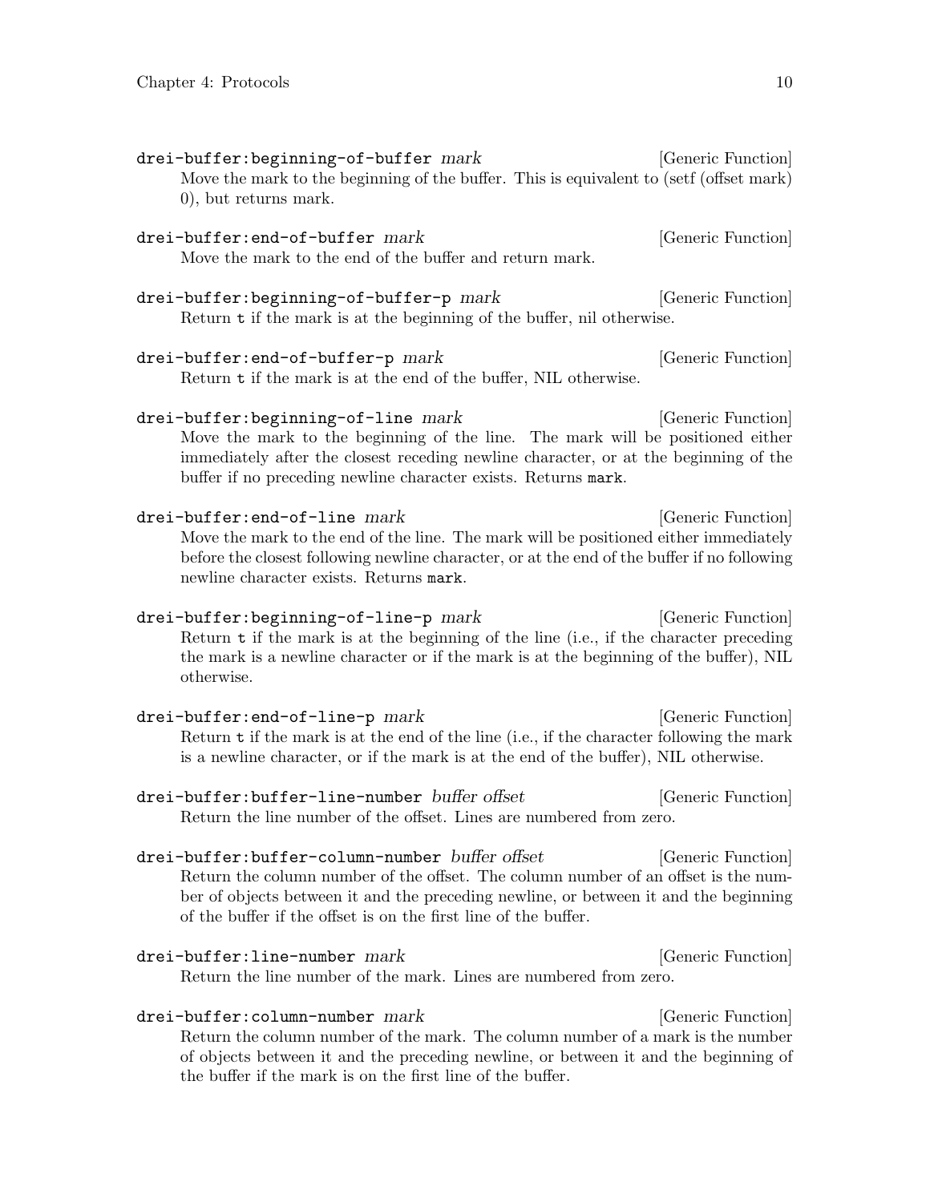`drei-buffer:beginning-of-buffer` *mark* [Generic Function]

Move the mark to the beginning of the buffer. This is equivalent to (setf (offset mark) 0), but returns mark.

`drei-buffer:end-of-buffer` *mark* [Generic Function]

Move the mark to the end of the buffer and return mark.

`drei-buffer:beginning-of-buffer-p` *mark* [Generic Function]

Return `t` if the mark is at the beginning of the buffer, nil otherwise.

`drei-buffer:end-of-buffer-p` *mark* [Generic Function]

Return `t` if the mark is at the end of the buffer, NIL otherwise.

`drei-buffer:beginning-of-line` *mark* [Generic Function]

Move the mark to the beginning of the line. The mark will be positioned either immediately after the closest receding newline character, or at the beginning of the buffer if no preceding newline character exists. Returns `mark`.

`drei-buffer:end-of-line` *mark* [Generic Function]

Move the mark to the end of the line. The mark will be positioned either immediately before the closest following newline character, or at the end of the buffer if no following newline character exists. Returns `mark`.

`drei-buffer:beginning-of-line-p` *mark* [Generic Function]

Return `t` if the mark is at the beginning of the line (i.e., if the character preceding the mark is a newline character or if the mark is at the beginning of the buffer), NIL otherwise.

`drei-buffer:end-of-line-p` *mark* [Generic Function]

Return `t` if the mark is at the end of the line (i.e., if the character following the mark is a newline character, or if the mark is at the end of the buffer), NIL otherwise.

`drei-buffer:buffer-line-number` *buffer offset* [Generic Function]

Return the line number of the offset. Lines are numbered from zero.

`drei-buffer:buffer-column-number` *buffer offset* [Generic Function]

Return the column number of the offset. The column number of an offset is the number of objects between it and the preceding newline, or between it and the beginning of the buffer if the offset is on the first line of the buffer.

`drei-buffer:line-number` *mark* [Generic Function]

Return the line number of the mark. Lines are numbered from zero.

`drei-buffer:column-number` *mark* [Generic Function]

Return the column number of the mark. The column number of a mark is the number of objects between it and the preceding newline, or between it and the beginning of the buffer if the mark is on the first line of the buffer.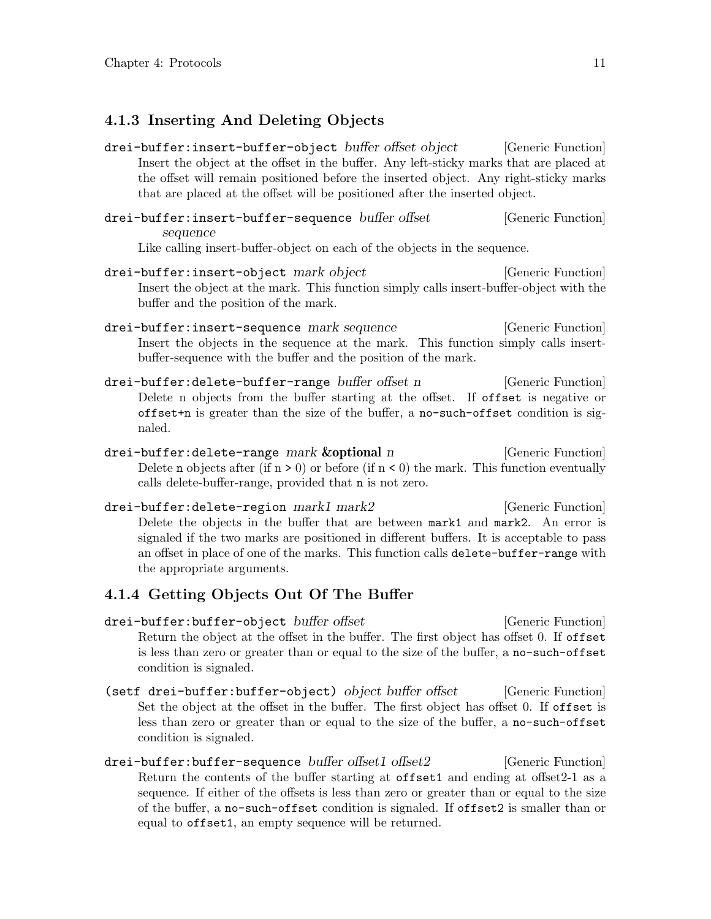### 4.1.3 Inserting And Deleting Objects

`drei-buffer:insert-buffer-object` *buffer offset object* [Generic Function]
: Insert the object at the offset in the buffer. Any left-sticky marks that are placed at the offset will remain positioned before the inserted object. Any right-sticky marks that are placed at the offset will be positioned after the inserted object.

`drei-buffer:insert-buffer-sequence` *buffer offset sequence* [Generic Function]
: Like calling insert-buffer-object on each of the objects in the sequence.

`drei-buffer:insert-object` *mark object* [Generic Function]
: Insert the object at the mark. This function simply calls insert-buffer-object with the buffer and the position of the mark.

`drei-buffer:insert-sequence` *mark sequence* [Generic Function]
: Insert the objects in the sequence at the mark. This function simply calls insert-buffer-sequence with the buffer and the position of the mark.

`drei-buffer:delete-buffer-range` *buffer offset n* [Generic Function]
: Delete n objects from the buffer starting at the offset. If `offset` is negative or `offset+n` is greater than the size of the buffer, a `no-such-offset` condition is signaled.

`drei-buffer:delete-range` *mark* **&optional** *n* [Generic Function]
: Delete `n` objects after (if n > 0) or before (if n < 0) the mark. This function eventually calls delete-buffer-range, provided that `n` is not zero.

`drei-buffer:delete-region` *mark1 mark2* [Generic Function]
: Delete the objects in the buffer that are between `mark1` and `mark2`. An error is signaled if the two marks are positioned in different buffers. It is acceptable to pass an offset in place of one of the marks. This function calls `delete-buffer-range` with the appropriate arguments.

### 4.1.4 Getting Objects Out Of The Buffer

`drei-buffer:buffer-object` *buffer offset* [Generic Function]
: Return the object at the offset in the buffer. The first object has offset 0. If `offset` is less than zero or greater than or equal to the size of the buffer, a `no-such-offset` condition is signaled.

`(setf drei-buffer:buffer-object)` *object buffer offset* [Generic Function]
: Set the object at the offset in the buffer. The first object has offset 0. If `offset` is less than zero or greater than or equal to the size of the buffer, a `no-such-offset` condition is signaled.

`drei-buffer:buffer-sequence` *buffer offset1 offset2* [Generic Function]
: Return the contents of the buffer starting at `offset1` and ending at offset2-1 as a sequence. If either of the offsets is less than zero or greater than or equal to the size of the buffer, a `no-such-offset` condition is signaled. If `offset2` is smaller than or equal to `offset1`, an empty sequence will be returned.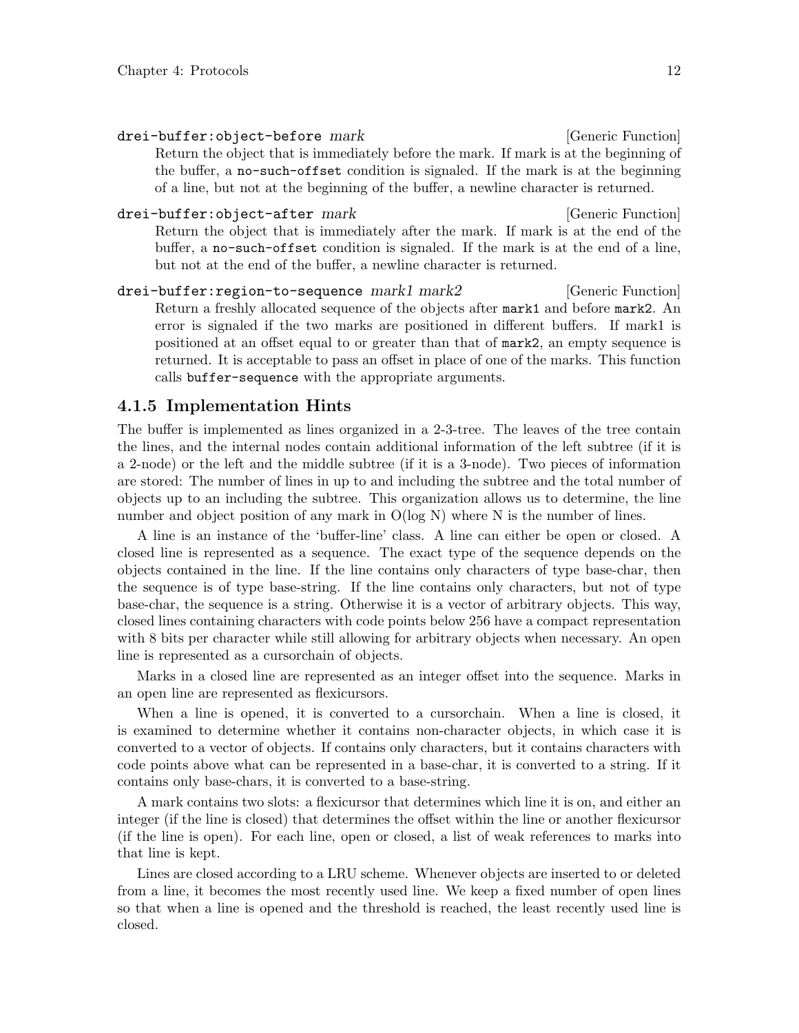`drei-buffer:object-before` *mark* [Generic Function]

Return the object that is immediately before the mark. If mark is at the beginning of the buffer, a `no-such-offset` condition is signaled. If the mark is at the beginning of a line, but not at the beginning of the buffer, a newline character is returned.

`drei-buffer:object-after` *mark* [Generic Function]

Return the object that is immediately after the mark. If mark is at the end of the buffer, a `no-such-offset` condition is signaled. If the mark is at the end of a line, but not at the end of the buffer, a newline character is returned.

`drei-buffer:region-to-sequence` *mark1 mark2* [Generic Function]

Return a freshly allocated sequence of the objects after `mark1` and before `mark2`. An error is signaled if the two marks are positioned in different buffers. If mark1 is positioned at an offset equal to or greater than that of `mark2`, an empty sequence is returned. It is acceptable to pass an offset in place of one of the marks. This function calls `buffer-sequence` with the appropriate arguments.

### 4.1.5 Implementation Hints

The buffer is implemented as lines organized in a 2-3-tree. The leaves of the tree contain the lines, and the internal nodes contain additional information of the left subtree (if it is a 2-node) or the left and the middle subtree (if it is a 3-node). Two pieces of information are stored: The number of lines in up to and including the subtree and the total number of objects up to an including the subtree. This organization allows us to determine, the line number and object position of any mark in O(log N) where N is the number of lines.

A line is an instance of the 'buffer-line' class. A line can either be open or closed. A closed line is represented as a sequence. The exact type of the sequence depends on the objects contained in the line. If the line contains only characters of type base-char, then the sequence is of type base-string. If the line contains only characters, but not of type base-char, the sequence is a string. Otherwise it is a vector of arbitrary objects. This way, closed lines containing characters with code points below 256 have a compact representation with 8 bits per character while still allowing for arbitrary objects when necessary. An open line is represented as a cursorchain of objects.

Marks in a closed line are represented as an integer offset into the sequence. Marks in an open line are represented as flexicursors.

When a line is opened, it is converted to a cursorchain. When a line is closed, it is examined to determine whether it contains non-character objects, in which case it is converted to a vector of objects. If contains only characters, but it contains characters with code points above what can be represented in a base-char, it is converted to a string. If it contains only base-chars, it is converted to a base-string.

A mark contains two slots: a flexicursor that determines which line it is on, and either an integer (if the line is closed) that determines the offset within the line or another flexicursor (if the line is open). For each line, open or closed, a list of weak references to marks into that line is kept.

Lines are closed according to a LRU scheme. Whenever objects are inserted to or deleted from a line, it becomes the most recently used line. We keep a fixed number of open lines so that when a line is opened and the threshold is reached, the least recently used line is closed.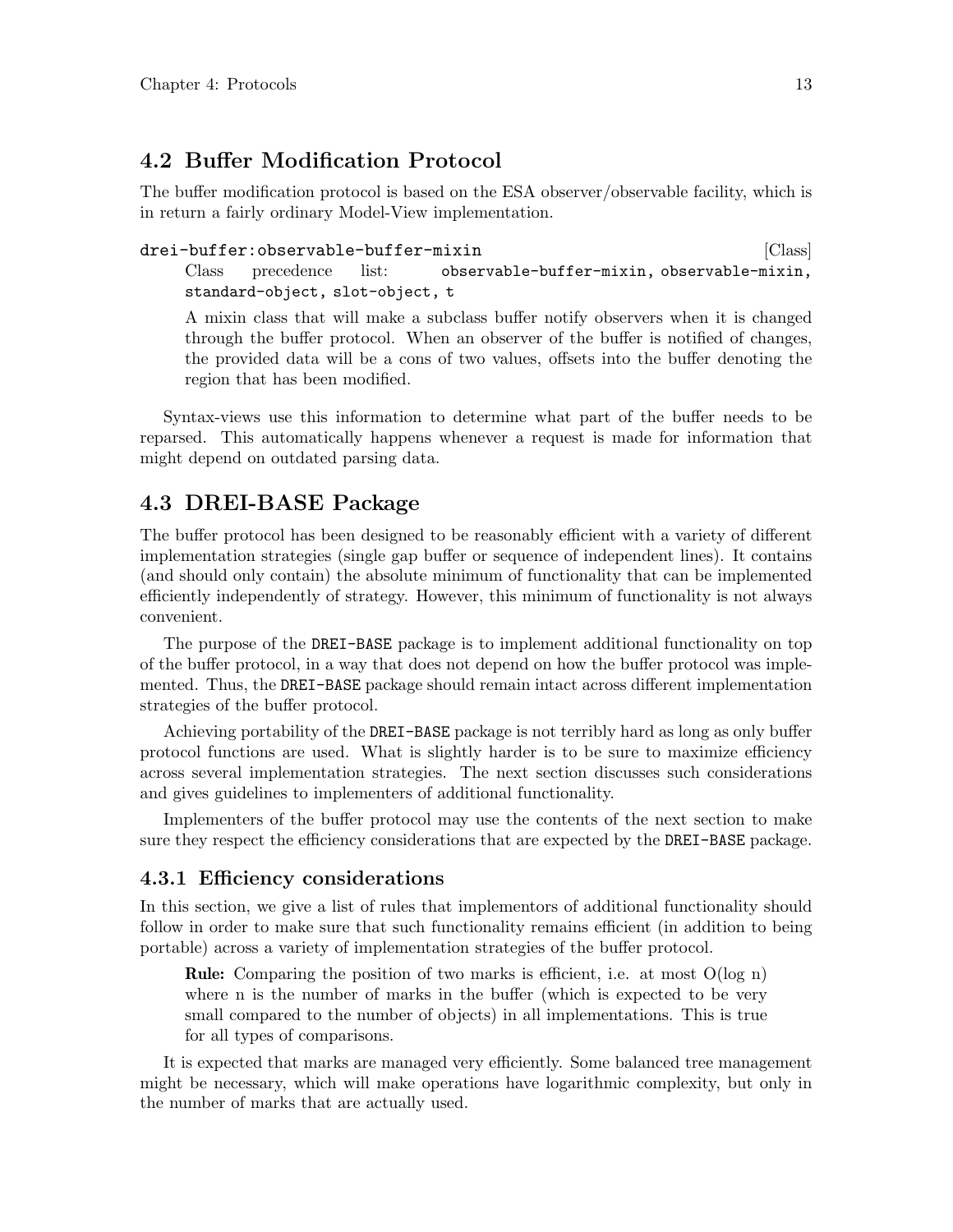## 4.2 Buffer Modification Protocol

The buffer modification protocol is based on the ESA observer/observable facility, which is in return a fairly ordinary Model-View implementation.

`drei-buffer:observable-buffer-mixin` [Class]

Class precedence list: `observable-buffer-mixin, observable-mixin, standard-object, slot-object, t`

A mixin class that will make a subclass buffer notify observers when it is changed through the buffer protocol. When an observer of the buffer is notified of changes, the provided data will be a cons of two values, offsets into the buffer denoting the region that has been modified.

Syntax-views use this information to determine what part of the buffer needs to be reparsed. This automatically happens whenever a request is made for information that might depend on outdated parsing data.

## 4.3 DREI-BASE Package

The buffer protocol has been designed to be reasonably efficient with a variety of different implementation strategies (single gap buffer or sequence of independent lines). It contains (and should only contain) the absolute minimum of functionality that can be implemented efficiently independently of strategy. However, this minimum of functionality is not always convenient.

The purpose of the `DREI-BASE` package is to implement additional functionality on top of the buffer protocol, in a way that does not depend on how the buffer protocol was implemented. Thus, the `DREI-BASE` package should remain intact across different implementation strategies of the buffer protocol.

Achieving portability of the `DREI-BASE` package is not terribly hard as long as only buffer protocol functions are used. What is slightly harder is to be sure to maximize efficiency across several implementation strategies. The next section discusses such considerations and gives guidelines to implementers of additional functionality.

Implementers of the buffer protocol may use the contents of the next section to make sure they respect the efficiency considerations that are expected by the `DREI-BASE` package.

### 4.3.1 Efficiency considerations

In this section, we give a list of rules that implementors of additional functionality should follow in order to make sure that such functionality remains efficient (in addition to being portable) across a variety of implementation strategies of the buffer protocol.

> **Rule:** Comparing the position of two marks is efficient, i.e. at most $O(\log n)$ where n is the number of marks in the buffer (which is expected to be very small compared to the number of objects) in all implementations. This is true for all types of comparisons.

It is expected that marks are managed very efficiently. Some balanced tree management might be necessary, which will make operations have logarithmic complexity, but only in the number of marks that are actually used.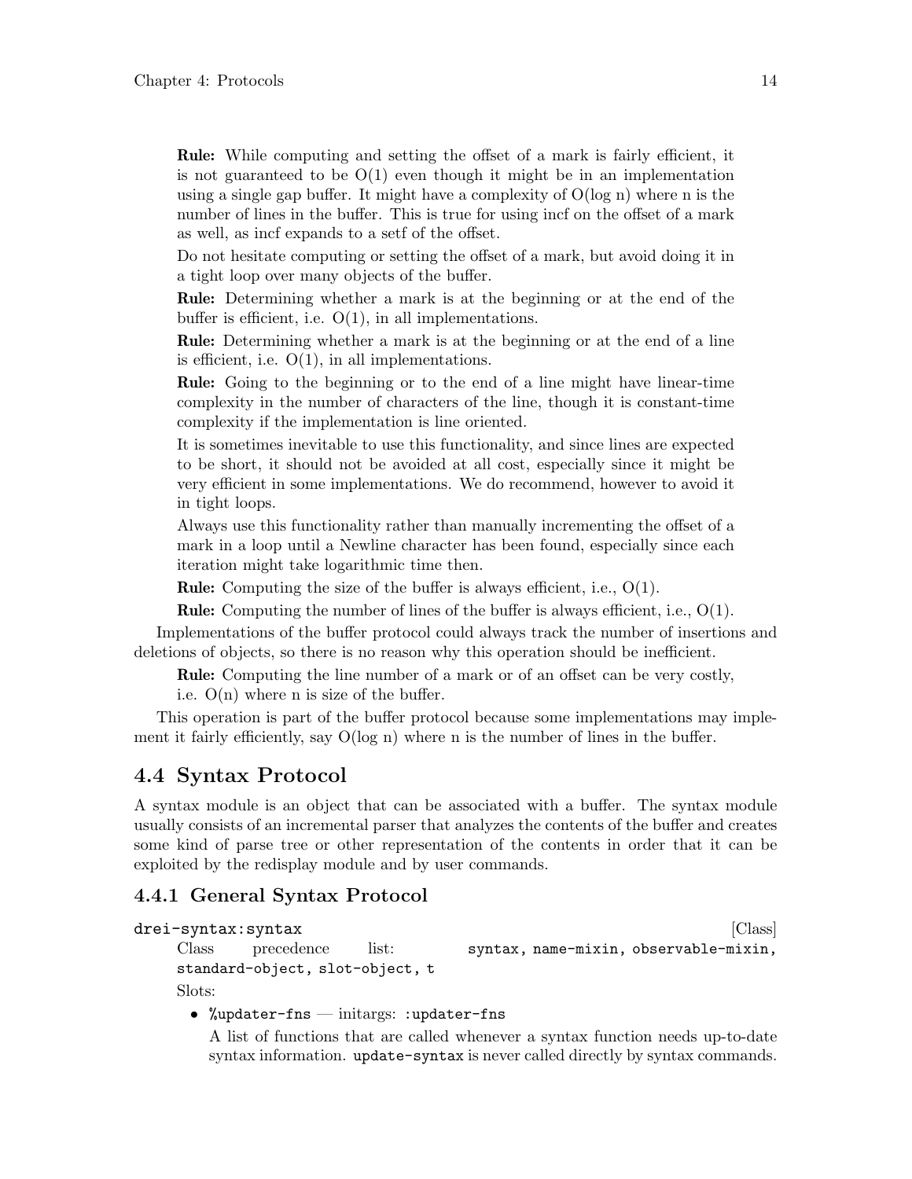**Rule:** While computing and setting the offset of a mark is fairly efficient, it is not guaranteed to be O(1) even though it might be in an implementation using a single gap buffer. It might have a complexity of O(log n) where n is the number of lines in the buffer. This is true for using incf on the offset of a mark as well, as incf expands to a setf of the offset.

Do not hesitate computing or setting the offset of a mark, but avoid doing it in a tight loop over many objects of the buffer.

**Rule:** Determining whether a mark is at the beginning or at the end of the buffer is efficient, i.e. O(1), in all implementations.

**Rule:** Determining whether a mark is at the beginning or at the end of a line is efficient, i.e. O(1), in all implementations.

**Rule:** Going to the beginning or to the end of a line might have linear-time complexity in the number of characters of the line, though it is constant-time complexity if the implementation is line oriented.

It is sometimes inevitable to use this functionality, and since lines are expected to be short, it should not be avoided at all cost, especially since it might be very efficient in some implementations. We do recommend, however to avoid it in tight loops.

Always use this functionality rather than manually incrementing the offset of a mark in a loop until a Newline character has been found, especially since each iteration might take logarithmic time then.

**Rule:** Computing the size of the buffer is always efficient, i.e., O(1).

**Rule:** Computing the number of lines of the buffer is always efficient, i.e., O(1).

Implementations of the buffer protocol could always track the number of insertions and deletions of objects, so there is no reason why this operation should be inefficient.

**Rule:** Computing the line number of a mark or of an offset can be very costly, i.e. O(n) where n is size of the buffer.

This operation is part of the buffer protocol because some implementations may implement it fairly efficiently, say O(log n) where n is the number of lines in the buffer.

## 4.4 Syntax Protocol

A syntax module is an object that can be associated with a buffer. The syntax module usually consists of an incremental parser that analyzes the contents of the buffer and creates some kind of parse tree or other representation of the contents in order that it can be exploited by the redisplay module and by user commands.

### 4.4.1 General Syntax Protocol

`drei-syntax:syntax` [Class]

Class precedence list: `syntax, name-mixin, observable-mixin, standard-object, slot-object, t`

Slots:

- `%updater-fns` — initargs: `:updater-fns`

  A list of functions that are called whenever a syntax function needs up-to-date syntax information. `update-syntax` is never called directly by syntax commands.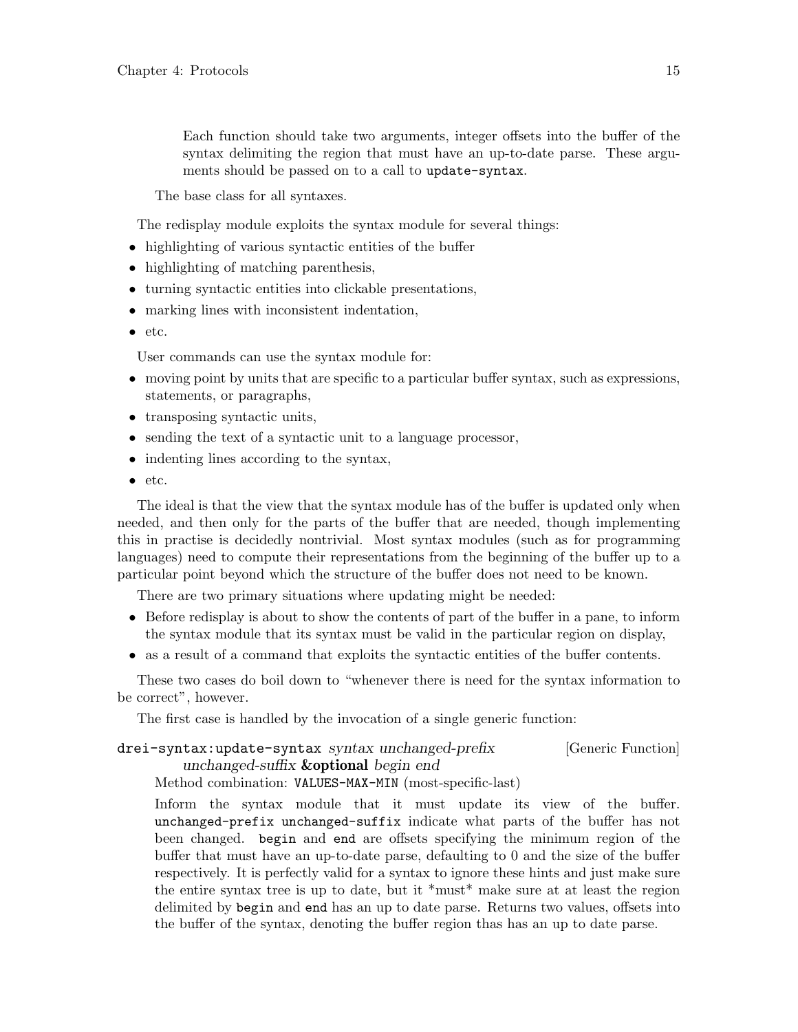Each function should take two arguments, integer offsets into the buffer of the syntax delimiting the region that must have an up-to-date parse. These arguments should be passed on to a call to `update-syntax`.

The base class for all syntaxes.

The redisplay module exploits the syntax module for several things:

- highlighting of various syntactic entities of the buffer
- highlighting of matching parenthesis,
- turning syntactic entities into clickable presentations,
- marking lines with inconsistent indentation,
- etc.

User commands can use the syntax module for:

- moving point by units that are specific to a particular buffer syntax, such as expressions, statements, or paragraphs,
- transposing syntactic units,
- sending the text of a syntactic unit to a language processor,
- indenting lines according to the syntax,
- etc.

The ideal is that the view that the syntax module has of the buffer is updated only when needed, and then only for the parts of the buffer that are needed, though implementing this in practise is decidedly nontrivial. Most syntax modules (such as for programming languages) need to compute their representations from the beginning of the buffer up to a particular point beyond which the structure of the buffer does not need to be known.

There are two primary situations where updating might be needed:

- Before redisplay is about to show the contents of part of the buffer in a pane, to inform the syntax module that its syntax must be valid in the particular region on display,
- as a result of a command that exploits the syntactic entities of the buffer contents.

These two cases do boil down to "whenever there is need for the syntax information to be correct", however.

The first case is handled by the invocation of a single generic function:

`drei-syntax:update-syntax` *syntax unchanged-prefix unchanged-suffix* **&optional** *begin end* [Generic Function]

Method combination: `VALUES-MAX-MIN` (most-specific-last)

Inform the syntax module that it must update its view of the buffer. `unchanged-prefix unchanged-suffix` indicate what parts of the buffer has not been changed. `begin` and `end` are offsets specifying the minimum region of the buffer that must have an up-to-date parse, defaulting to 0 and the size of the buffer respectively. It is perfectly valid for a syntax to ignore these hints and just make sure the entire syntax tree is up to date, but it *must* make sure at at least the region delimited by `begin` and `end` has an up to date parse. Returns two values, offsets into the buffer of the syntax, denoting the buffer region thas has an up to date parse.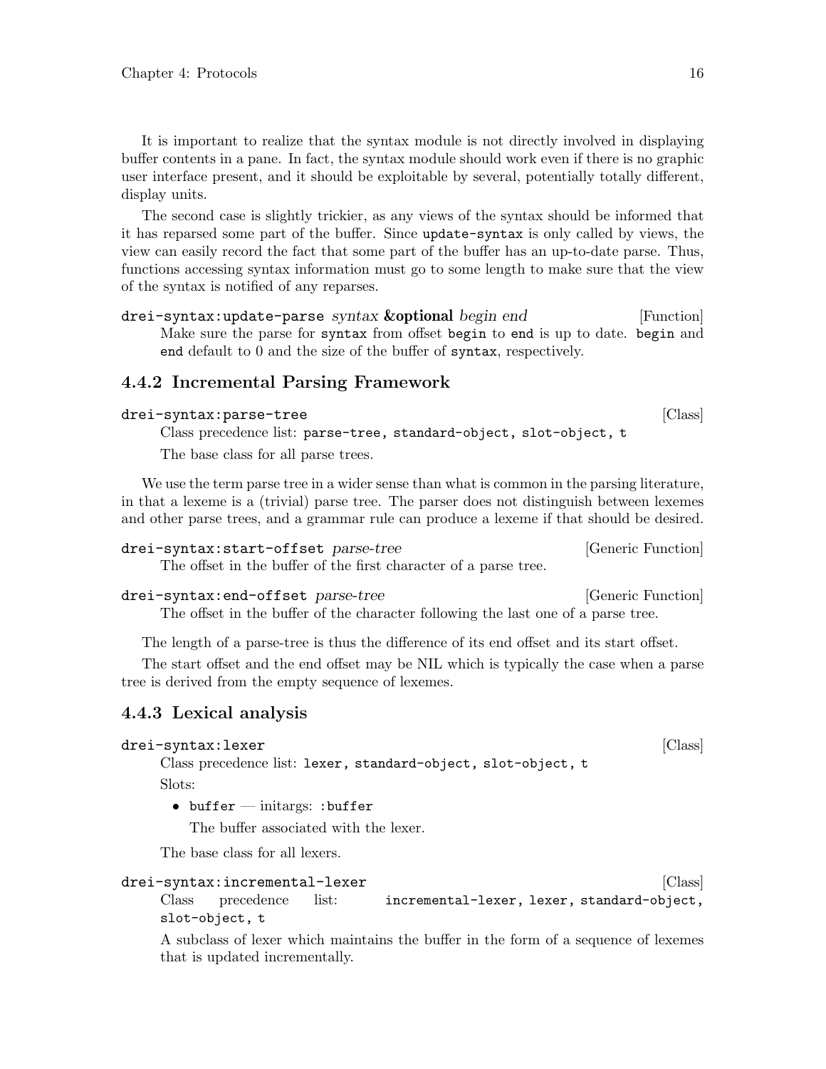It is important to realize that the syntax module is not directly involved in displaying buffer contents in a pane. In fact, the syntax module should work even if there is no graphic user interface present, and it should be exploitable by several, potentially totally different, display units.

The second case is slightly trickier, as any views of the syntax should be informed that it has reparsed some part of the buffer. Since `update-syntax` is only called by views, the view can easily record the fact that some part of the buffer has an up-to-date parse. Thus, functions accessing syntax information must go to some length to make sure that the view of the syntax is notified of any reparses.

`drei-syntax:update-parse` *syntax* **&optional** *begin end* [Function]

Make sure the parse for `syntax` from offset `begin` to `end` is up to date. `begin` and `end` default to 0 and the size of the buffer of `syntax`, respectively.

### 4.4.2 Incremental Parsing Framework

`drei-syntax:parse-tree` [Class]

Class precedence list: `parse-tree, standard-object, slot-object, t`

The base class for all parse trees.

We use the term parse tree in a wider sense than what is common in the parsing literature, in that a lexeme is a (trivial) parse tree. The parser does not distinguish between lexemes and other parse trees, and a grammar rule can produce a lexeme if that should be desired.

`drei-syntax:start-offset` *parse-tree* [Generic Function]

The offset in the buffer of the first character of a parse tree.

`drei-syntax:end-offset` *parse-tree* [Generic Function]

The offset in the buffer of the character following the last one of a parse tree.

The length of a parse-tree is thus the difference of its end offset and its start offset.

The start offset and the end offset may be NIL which is typically the case when a parse tree is derived from the empty sequence of lexemes.

### 4.4.3 Lexical analysis

`drei-syntax:lexer` [Class]

Class precedence list: `lexer, standard-object, slot-object, t`

Slots:

- `buffer` — initargs: `:buffer`

  The buffer associated with the lexer.

The base class for all lexers.

`drei-syntax:incremental-lexer` [Class]

Class precedence list: `incremental-lexer, lexer, standard-object, slot-object, t`

A subclass of lexer which maintains the buffer in the form of a sequence of lexemes that is updated incrementally.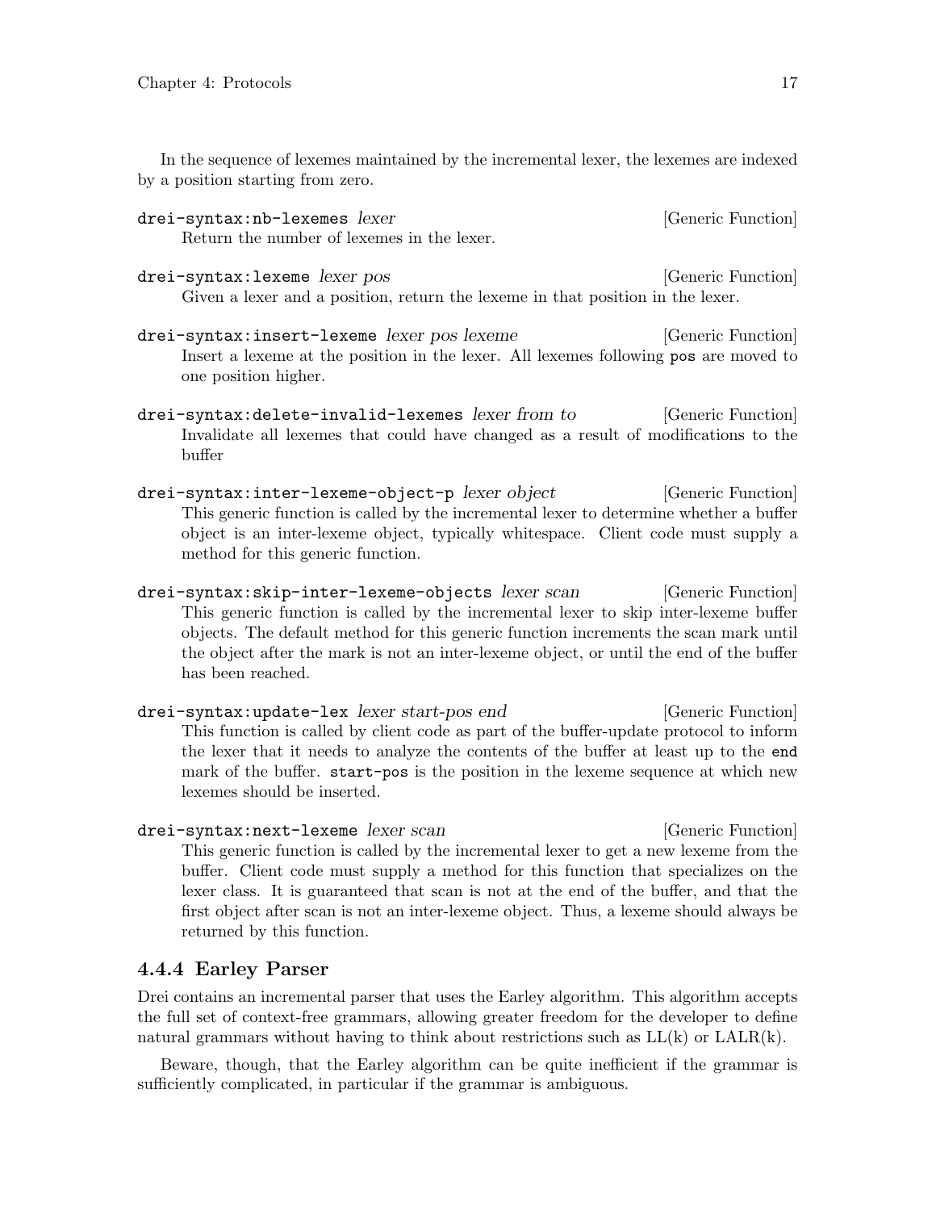In the sequence of lexemes maintained by the incremental lexer, the lexemes are indexed by a position starting from zero.

`drei-syntax:nb-lexemes` *lexer* [Generic Function]

Return the number of lexemes in the lexer.

`drei-syntax:lexeme` *lexer pos* [Generic Function]

Given a lexer and a position, return the lexeme in that position in the lexer.

`drei-syntax:insert-lexeme` *lexer pos lexeme* [Generic Function]

Insert a lexeme at the position in the lexer. All lexemes following `pos` are moved to one position higher.

`drei-syntax:delete-invalid-lexemes` *lexer from to* [Generic Function]

Invalidate all lexemes that could have changed as a result of modifications to the buffer

`drei-syntax:inter-lexeme-object-p` *lexer object* [Generic Function]

This generic function is called by the incremental lexer to determine whether a buffer object is an inter-lexeme object, typically whitespace. Client code must supply a method for this generic function.

`drei-syntax:skip-inter-lexeme-objects` *lexer scan* [Generic Function]

This generic function is called by the incremental lexer to skip inter-lexeme buffer objects. The default method for this generic function increments the scan mark until the object after the mark is not an inter-lexeme object, or until the end of the buffer has been reached.

`drei-syntax:update-lex` *lexer start-pos end* [Generic Function]

This function is called by client code as part of the buffer-update protocol to inform the lexer that it needs to analyze the contents of the buffer at least up to the `end` mark of the buffer. `start-pos` is the position in the lexeme sequence at which new lexemes should be inserted.

`drei-syntax:next-lexeme` *lexer scan* [Generic Function]

This generic function is called by the incremental lexer to get a new lexeme from the buffer. Client code must supply a method for this function that specializes on the lexer class. It is guaranteed that scan is not at the end of the buffer, and that the first object after scan is not an inter-lexeme object. Thus, a lexeme should always be returned by this function.

### 4.4.4 Earley Parser

Drei contains an incremental parser that uses the Earley algorithm. This algorithm accepts the full set of context-free grammars, allowing greater freedom for the developer to define natural grammars without having to think about restrictions such as LL(k) or LALR(k).

Beware, though, that the Earley algorithm can be quite inefficient if the grammar is sufficiently complicated, in particular if the grammar is ambiguous.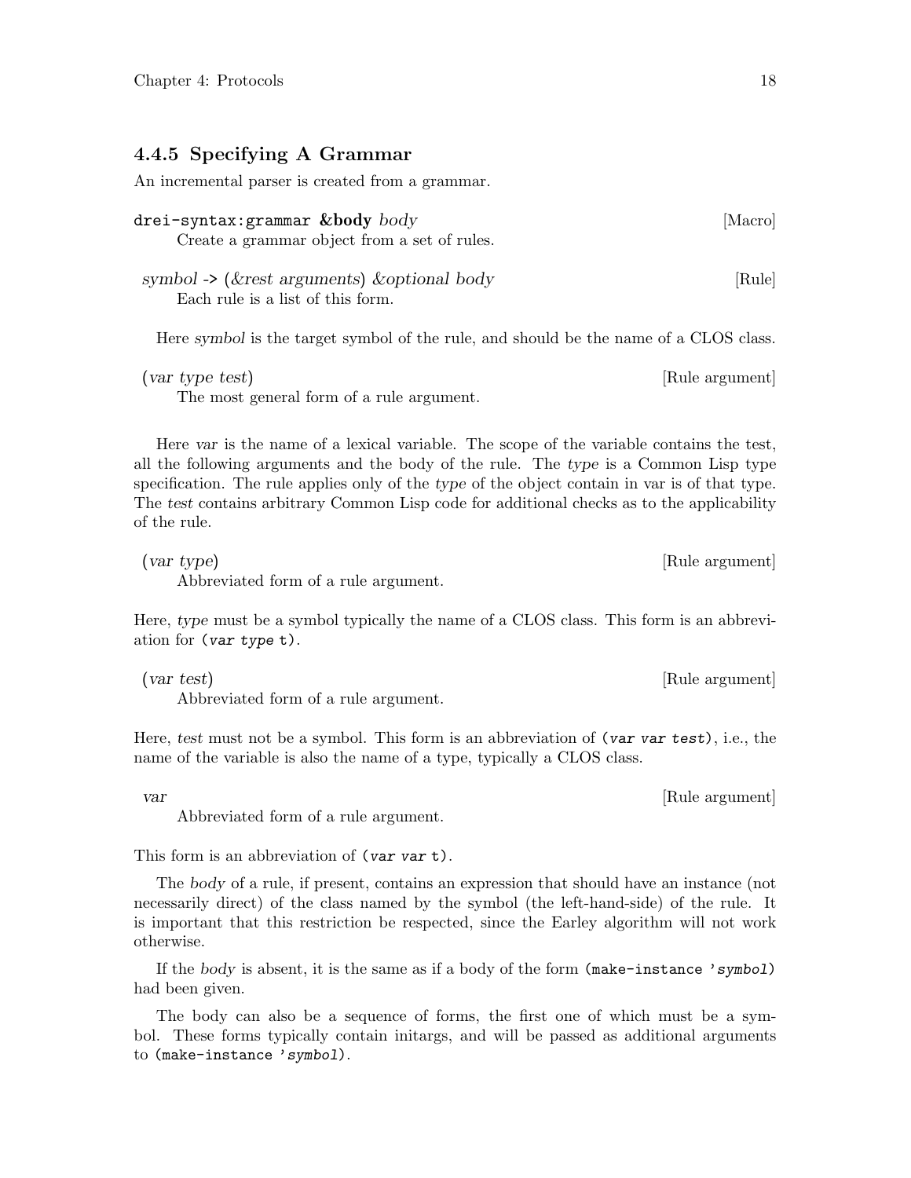### 4.4.5 Specifying A Grammar

An incremental parser is created from a grammar.

`drei-syntax:grammar` **&body** *body* [Macro]

Create a grammar object from a set of rules.

*symbol -> (&rest arguments) &optional body* [Rule]

Each rule is a list of this form.

Here *symbol* is the target symbol of the rule, and should be the name of a CLOS class.

(*var type test*) [Rule argument]

The most general form of a rule argument.

Here *var* is the name of a lexical variable. The scope of the variable contains the test, all the following arguments and the body of the rule. The *type* is a Common Lisp type specification. The rule applies only of the *type* of the object contain in var is of that type. The *test* contains arbitrary Common Lisp code for additional checks as to the applicability of the rule.

(*var type*) [Rule argument]

Abbreviated form of a rule argument.

Here, *type* must be a symbol typically the name of a CLOS class. This form is an abbreviation for `(var type t)`.

(*var test*) [Rule argument]

Abbreviated form of a rule argument.

Here, *test* must not be a symbol. This form is an abbreviation of `(var var test)`, i.e., the name of the variable is also the name of a type, typically a CLOS class.

*var* [Rule argument]

Abbreviated form of a rule argument.

This form is an abbreviation of `(var var t)`.

The *body* of a rule, if present, contains an expression that should have an instance (not necessarily direct) of the class named by the symbol (the left-hand-side) of the rule. It is important that this restriction be respected, since the Earley algorithm will not work otherwise.

If the *body* is absent, it is the same as if a body of the form `(make-instance 'symbol)` had been given.

The body can also be a sequence of forms, the first one of which must be a symbol. These forms typically contain initargs, and will be passed as additional arguments to `(make-instance 'symbol)`.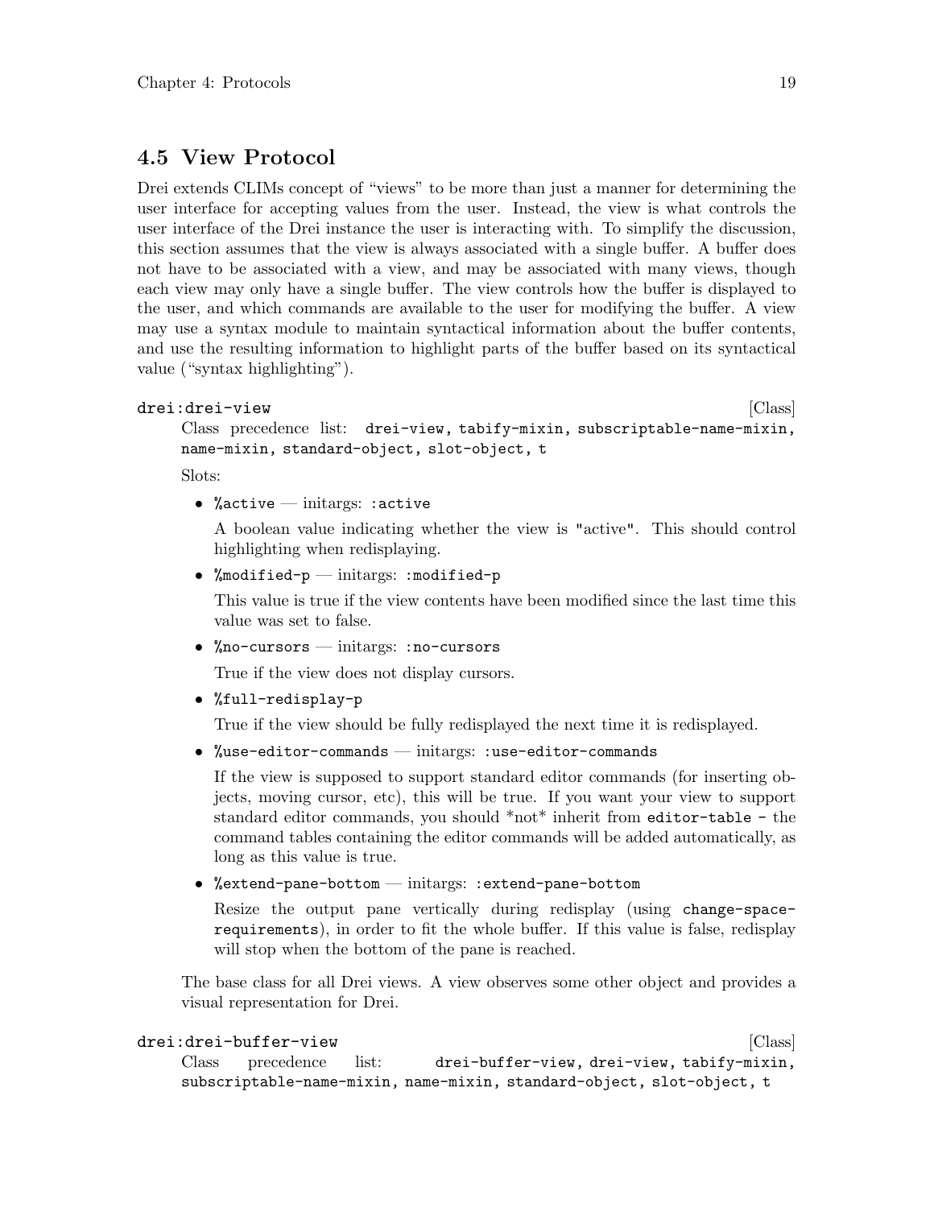## 4.5 View Protocol

Drei extends CLIMs concept of "views" to be more than just a manner for determining the user interface for accepting values from the user. Instead, the view is what controls the user interface of the Drei instance the user is interacting with. To simplify the discussion, this section assumes that the view is always associated with a single buffer. A buffer does not have to be associated with a view, and may be associated with many views, though each view may only have a single buffer. The view controls how the buffer is displayed to the user, and which commands are available to the user for modifying the buffer. A view may use a syntax module to maintain syntactical information about the buffer contents, and use the resulting information to highlight parts of the buffer based on its syntactical value ("syntax highlighting").

`drei:drei-view` [Class]

Class precedence list: `drei-view, tabify-mixin, subscriptable-name-mixin, name-mixin, standard-object, slot-object, t`

Slots:

- `%active` — initargs: `:active`

  A boolean value indicating whether the view is "active". This should control highlighting when redisplaying.

- `%modified-p` — initargs: `:modified-p`

  This value is true if the view contents have been modified since the last time this value was set to false.

- `%no-cursors` — initargs: `:no-cursors`

  True if the view does not display cursors.

- `%full-redisplay-p`

  True if the view should be fully redisplayed the next time it is redisplayed.

- `%use-editor-commands` — initargs: `:use-editor-commands`

  If the view is supposed to support standard editor commands (for inserting objects, moving cursor, etc), this will be true. If you want your view to support standard editor commands, you should *not* inherit from `editor-table` - the command tables containing the editor commands will be added automatically, as long as this value is true.

- `%extend-pane-bottom` — initargs: `:extend-pane-bottom`

  Resize the output pane vertically during redisplay (using `change-space-requirements`), in order to fit the whole buffer. If this value is false, redisplay will stop when the bottom of the pane is reached.

The base class for all Drei views. A view observes some other object and provides a visual representation for Drei.

`drei:drei-buffer-view` [Class]

Class precedence list: `drei-buffer-view, drei-view, tabify-mixin, subscriptable-name-mixin, name-mixin, standard-object, slot-object, t`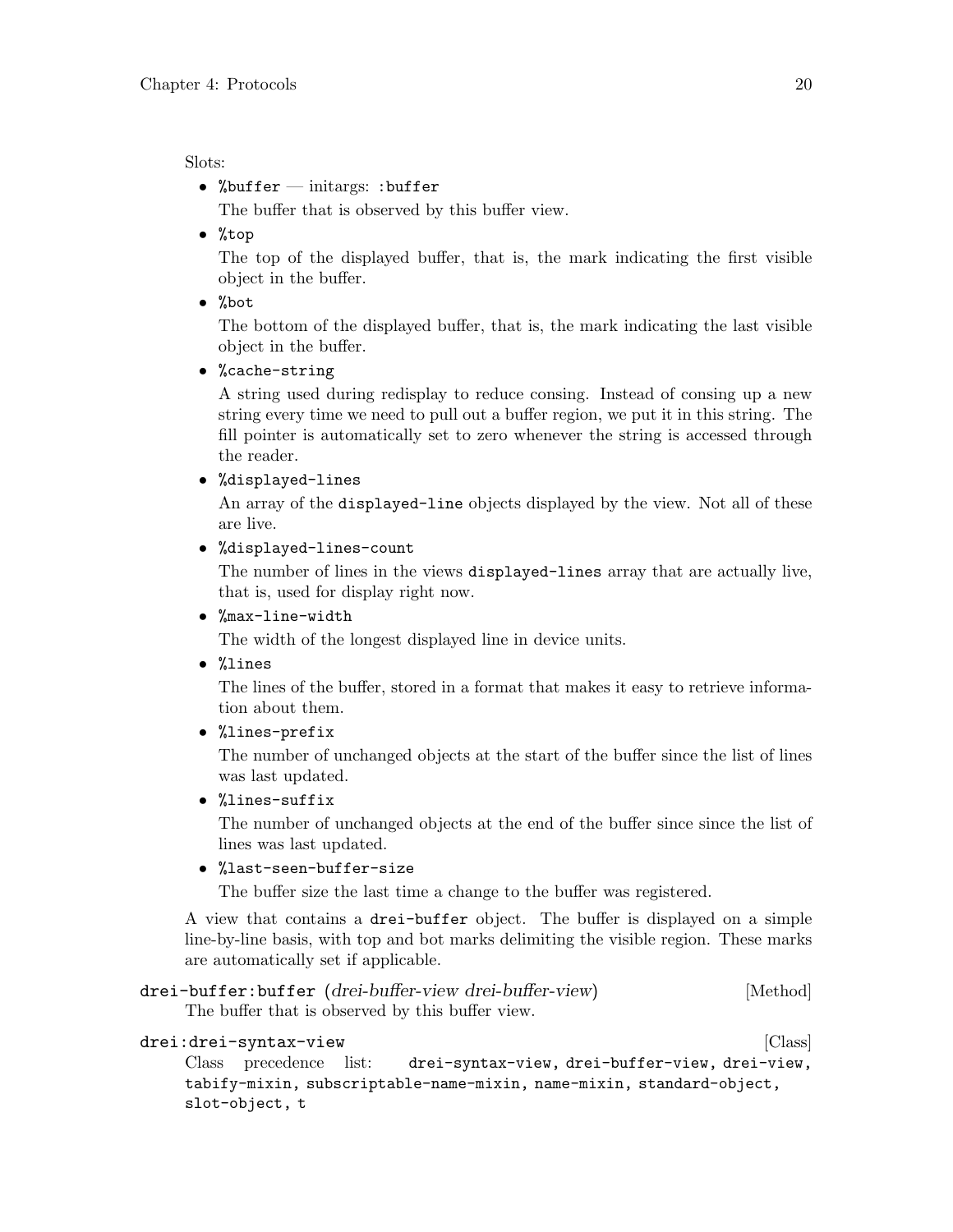Slots:

- `%buffer` — initargs: `:buffer`

  The buffer that is observed by this buffer view.

- `%top`

  The top of the displayed buffer, that is, the mark indicating the first visible object in the buffer.

- `%bot`

  The bottom of the displayed buffer, that is, the mark indicating the last visible object in the buffer.

- `%cache-string`

  A string used during redisplay to reduce consing. Instead of consing up a new string every time we need to pull out a buffer region, we put it in this string. The fill pointer is automatically set to zero whenever the string is accessed through the reader.

- `%displayed-lines`

  An array of the `displayed-line` objects displayed by the view. Not all of these are live.

- `%displayed-lines-count`

  The number of lines in the views `displayed-lines` array that are actually live, that is, used for display right now.

- `%max-line-width`

  The width of the longest displayed line in device units.

- `%lines`

  The lines of the buffer, stored in a format that makes it easy to retrieve information about them.

- `%lines-prefix`

  The number of unchanged objects at the start of the buffer since the list of lines was last updated.

- `%lines-suffix`

  The number of unchanged objects at the end of the buffer since since the list of lines was last updated.

- `%last-seen-buffer-size`

  The buffer size the last time a change to the buffer was registered.

A view that contains a `drei-buffer` object. The buffer is displayed on a simple line-by-line basis, with top and bot marks delimiting the visible region. These marks are automatically set if applicable.

`drei-buffer:buffer` (*drei-buffer-view drei-buffer-view*) [Method]

The buffer that is observed by this buffer view.

`drei:drei-syntax-view` [Class]

Class precedence list: `drei-syntax-view`, `drei-buffer-view`, `drei-view`, `tabify-mixin`, `subscriptable-name-mixin`, `name-mixin`, `standard-object`, `slot-object`, `t`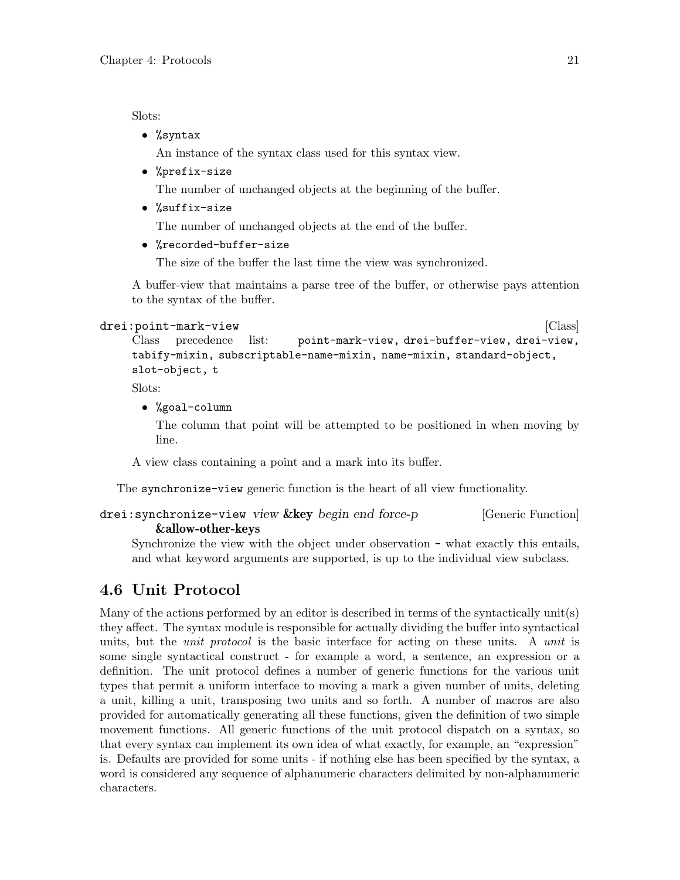Slots:

- `%syntax`

  An instance of the syntax class used for this syntax view.

- `%prefix-size`

  The number of unchanged objects at the beginning of the buffer.

- `%suffix-size`

  The number of unchanged objects at the end of the buffer.

- `%recorded-buffer-size`

  The size of the buffer the last time the view was synchronized.

A buffer-view that maintains a parse tree of the buffer, or otherwise pays attention to the syntax of the buffer.

`drei:point-mark-view` [Class]

Class precedence list: `point-mark-view`, `drei-buffer-view`, `drei-view`, `tabify-mixin`, `subscriptable-name-mixin`, `name-mixin`, `standard-object`, `slot-object`, `t`

Slots:

- `%goal-column`

  The column that point will be attempted to be positioned in when moving by line.

A view class containing a point and a mark into its buffer.

The `synchronize-view` generic function is the heart of all view functionality.

`drei:synchronize-view` *view* **&key** *begin end force-p* **&allow-other-keys** [Generic Function]

Synchronize the view with the object under observation - what exactly this entails, and what keyword arguments are supported, is up to the individual view subclass.

## 4.6 Unit Protocol

Many of the actions performed by an editor is described in terms of the syntactically unit(s) they affect. The syntax module is responsible for actually dividing the buffer into syntactical units, but the *unit protocol* is the basic interface for acting on these units. A *unit* is some single syntactical construct - for example a word, a sentence, an expression or a definition. The unit protocol defines a number of generic functions for the various unit types that permit a uniform interface to moving a mark a given number of units, deleting a unit, killing a unit, transposing two units and so forth. A number of macros are also provided for automatically generating all these functions, given the definition of two simple movement functions. All generic functions of the unit protocol dispatch on a syntax, so that every syntax can implement its own idea of what exactly, for example, an "expression" is. Defaults are provided for some units - if nothing else has been specified by the syntax, a word is considered any sequence of alphanumeric characters delimited by non-alphanumeric characters.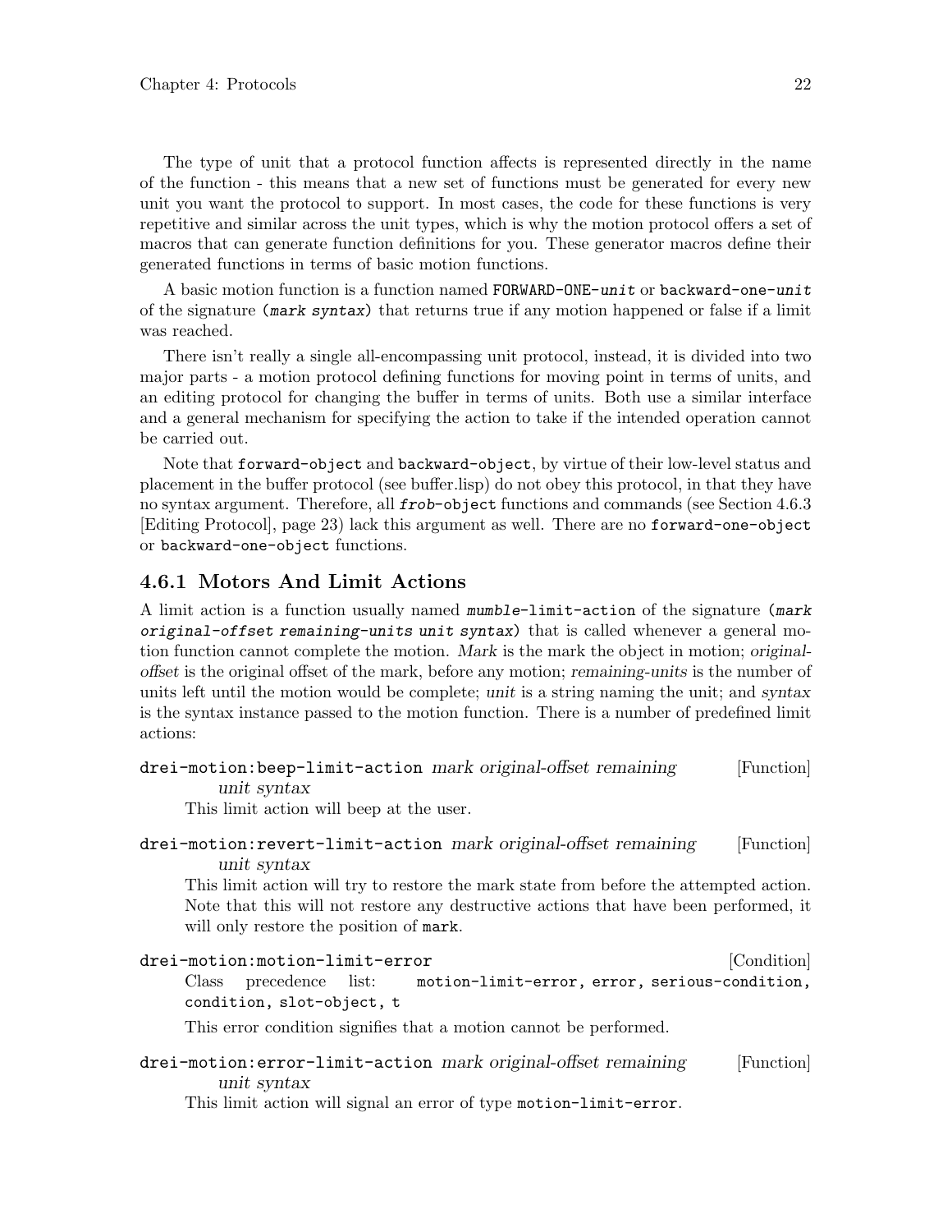The type of unit that a protocol function affects is represented directly in the name of the function - this means that a new set of functions must be generated for every new unit you want the protocol to support. In most cases, the code for these functions is very repetitive and similar across the unit types, which is why the motion protocol offers a set of macros that can generate function definitions for you. These generator macros define their generated functions in terms of basic motion functions.

A basic motion function is a function named `FORWARD-ONE-unit` or `backward-one-unit` of the signature `(mark syntax)` that returns true if any motion happened or false if a limit was reached.

There isn't really a single all-encompassing unit protocol, instead, it is divided into two major parts - a motion protocol defining functions for moving point in terms of units, and an editing protocol for changing the buffer in terms of units. Both use a similar interface and a general mechanism for specifying the action to take if the intended operation cannot be carried out.

Note that `forward-object` and `backward-object`, by virtue of their low-level status and placement in the buffer protocol (see buffer.lisp) do not obey this protocol, in that they have no syntax argument. Therefore, all `frob-object` functions and commands (see Section 4.6.3 [Editing Protocol], page 23) lack this argument as well. There are no `forward-one-object` or `backward-one-object` functions.

### 4.6.1 Motors And Limit Actions

A limit action is a function usually named `mumble-limit-action` of the signature `(mark original-offset remaining-units unit syntax)` that is called whenever a general motion function cannot complete the motion. *Mark* is the mark the object in motion; *original-offset* is the original offset of the mark, before any motion; *remaining-units* is the number of units left until the motion would be complete; *unit* is a string naming the unit; and *syntax* is the syntax instance passed to the motion function. There is a number of predefined limit actions:

`drei-motion:beep-limit-action` *mark original-offset remaining unit syntax* [Function]

> This limit action will beep at the user.

`drei-motion:revert-limit-action` *mark original-offset remaining unit syntax* [Function]

> This limit action will try to restore the mark state from before the attempted action. Note that this will not restore any destructive actions that have been performed, it will only restore the position of `mark`.

`drei-motion:motion-limit-error` [Condition]

> Class precedence list: `motion-limit-error, error, serious-condition, condition, slot-object, t`
>
> This error condition signifies that a motion cannot be performed.

`drei-motion:error-limit-action` *mark original-offset remaining unit syntax* [Function]

> This limit action will signal an error of type `motion-limit-error`.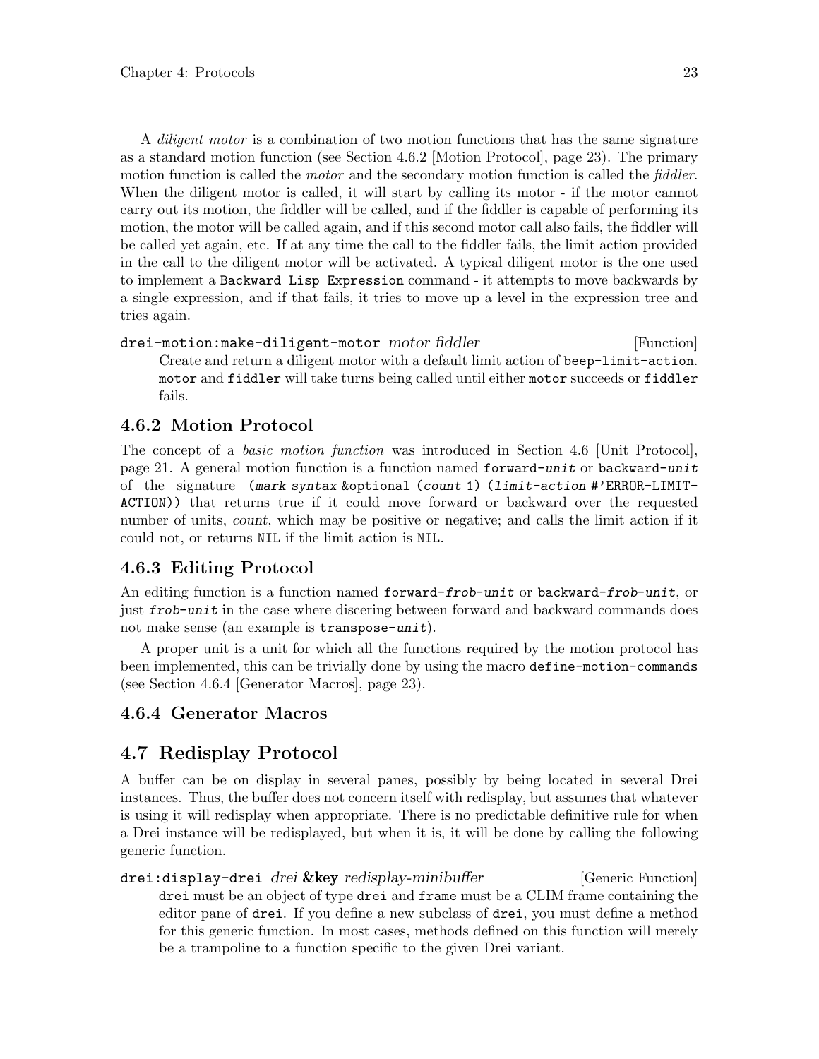A *diligent motor* is a combination of two motion functions that has the same signature as a standard motion function (see Section 4.6.2 [Motion Protocol], page 23). The primary motion function is called the *motor* and the secondary motion function is called the *fiddler*. When the diligent motor is called, it will start by calling its motor - if the motor cannot carry out its motion, the fiddler will be called, and if the fiddler is capable of performing its motion, the motor will be called again, and if this second motor call also fails, the fiddler will be called yet again, etc. If at any time the call to the fiddler fails, the limit action provided in the call to the diligent motor will be activated. A typical diligent motor is the one used to implement a `Backward Lisp Expression` command - it attempts to move backwards by a single expression, and if that fails, it tries to move up a level in the expression tree and tries again.

`drei-motion:make-diligent-motor` *motor fiddler* [Function]

> Create and return a diligent motor with a default limit action of `beep-limit-action`. `motor` and `fiddler` will take turns being called until either `motor` succeeds or `fiddler` fails.

### 4.6.2 Motion Protocol

The concept of a *basic motion function* was introduced in Section 4.6 [Unit Protocol], page 21. A general motion function is a function named `forward-`*`unit`* or `backward-`*`unit`* of the signature `(`*`mark syntax`* `&optional (`*`count`* `1) (`*`limit-action`* `#'ERROR-LIMIT-ACTION))` that returns true if it could move forward or backward over the requested number of units, *count*, which may be positive or negative; and calls the limit action if it could not, or returns `NIL` if the limit action is `NIL`.

### 4.6.3 Editing Protocol

An editing function is a function named `forward-`*`frob-unit`* or `backward-`*`frob-unit`*, or just *`frob-unit`* in the case where discering between forward and backward commands does not make sense (an example is `transpose-`*`unit`*).

A proper unit is a unit for which all the functions required by the motion protocol has been implemented, this can be trivially done by using the macro `define-motion-commands` (see Section 4.6.4 [Generator Macros], page 23).

### 4.6.4 Generator Macros

## 4.7 Redisplay Protocol

A buffer can be on display in several panes, possibly by being located in several Drei instances. Thus, the buffer does not concern itself with redisplay, but assumes that whatever is using it will redisplay when appropriate. There is no predictable definitive rule for when a Drei instance will be redisplayed, but when it is, it will be done by calling the following generic function.

`drei:display-drei` *drei* **&key** *redisplay-minibuffer* [Generic Function]

> `drei` must be an object of type `drei` and `frame` must be a CLIM frame containing the editor pane of `drei`. If you define a new subclass of `drei`, you must define a method for this generic function. In most cases, methods defined on this function will merely be a trampoline to a function specific to the given Drei variant.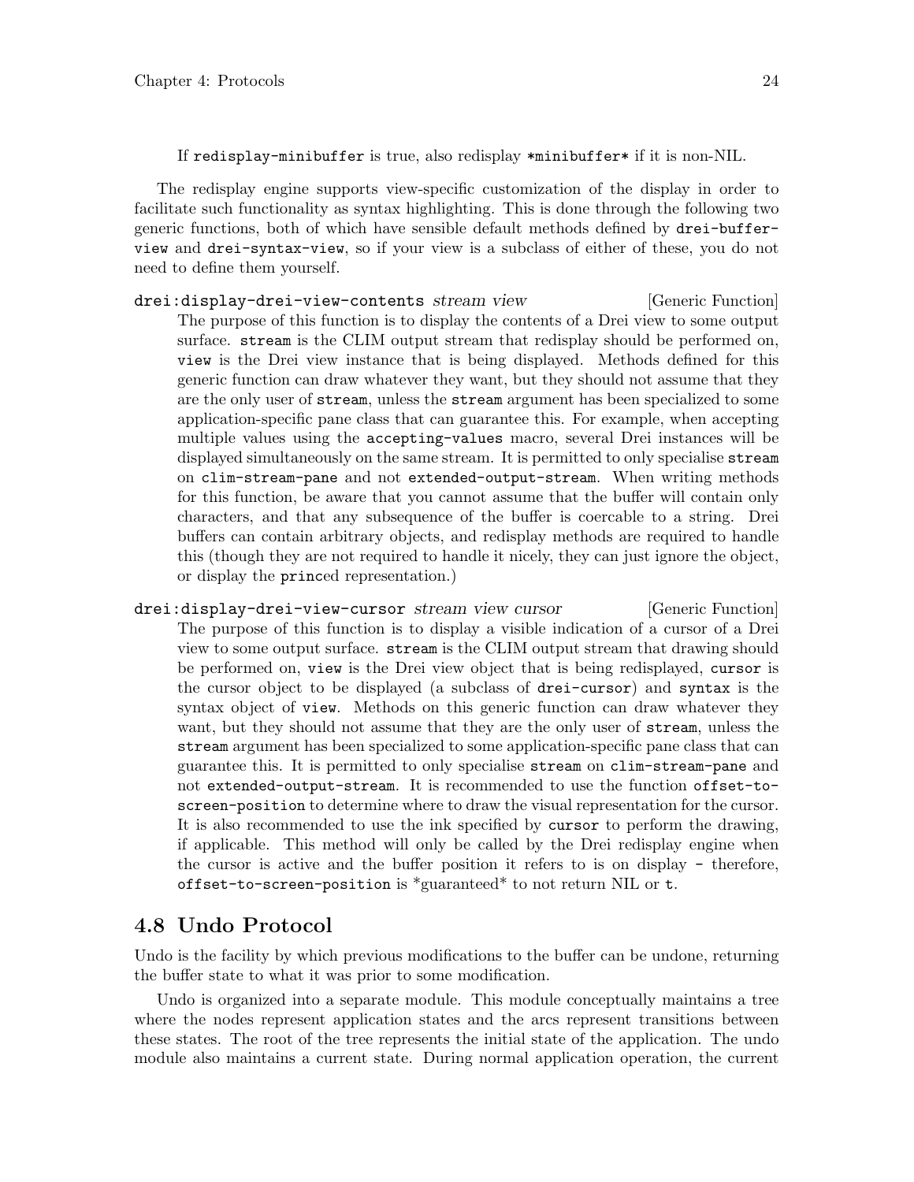If `redisplay-minibuffer` is true, also redisplay `*minibuffer*` if it is non-NIL.

The redisplay engine supports view-specific customization of the display in order to facilitate such functionality as syntax highlighting. This is done through the following two generic functions, both of which have sensible default methods defined by `drei-buffer-view` and `drei-syntax-view`, so if your view is a subclass of either of these, you do not need to define them yourself.

`drei:display-drei-view-contents` *stream view* [Generic Function]

The purpose of this function is to display the contents of a Drei view to some output surface. `stream` is the CLIM output stream that redisplay should be performed on, `view` is the Drei view instance that is being displayed. Methods defined for this generic function can draw whatever they want, but they should not assume that they are the only user of `stream`, unless the `stream` argument has been specialized to some application-specific pane class that can guarantee this. For example, when accepting multiple values using the `accepting-values` macro, several Drei instances will be displayed simultaneously on the same stream. It is permitted to only specialise `stream` on `clim-stream-pane` and not `extended-output-stream`. When writing methods for this function, be aware that you cannot assume that the buffer will contain only characters, and that any subsequence of the buffer is coercable to a string. Drei buffers can contain arbitrary objects, and redisplay methods are required to handle this (though they are not required to handle it nicely, they can just ignore the object, or display the `prince`d representation.)

`drei:display-drei-view-cursor` *stream view cursor* [Generic Function]

The purpose of this function is to display a visible indication of a cursor of a Drei view to some output surface. `stream` is the CLIM output stream that drawing should be performed on, `view` is the Drei view object that is being redisplayed, `cursor` is the cursor object to be displayed (a subclass of `drei-cursor`) and `syntax` is the syntax object of `view`. Methods on this generic function can draw whatever they want, but they should not assume that they are the only user of `stream`, unless the `stream` argument has been specialized to some application-specific pane class that can guarantee this. It is permitted to only specialise `stream` on `clim-stream-pane` and not `extended-output-stream`. It is recommended to use the function `offset-to-screen-position` to determine where to draw the visual representation for the cursor. It is also recommended to use the ink specified by `cursor` to perform the drawing, if applicable. This method will only be called by the Drei redisplay engine when the cursor is active and the buffer position it refers to is on display - therefore, `offset-to-screen-position` is *guaranteed* to not return NIL or `t`.

## 4.8 Undo Protocol

Undo is the facility by which previous modifications to the buffer can be undone, returning the buffer state to what it was prior to some modification.

Undo is organized into a separate module. This module conceptually maintains a tree where the nodes represent application states and the arcs represent transitions between these states. The root of the tree represents the initial state of the application. The undo module also maintains a current state. During normal application operation, the current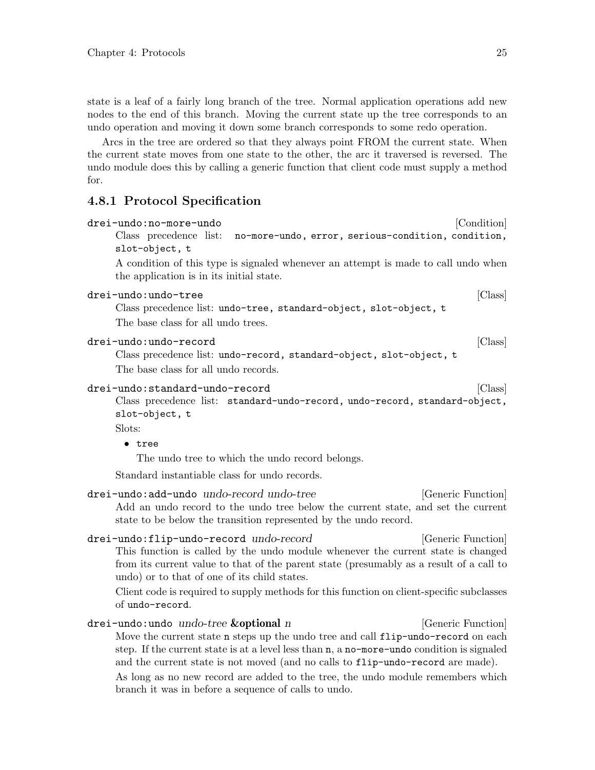state is a leaf of a fairly long branch of the tree. Normal application operations add new nodes to the end of this branch. Moving the current state up the tree corresponds to an undo operation and moving it down some branch corresponds to some redo operation.

Arcs in the tree are ordered so that they always point FROM the current state. When the current state moves from one state to the other, the arc it traversed is reversed. The undo module does this by calling a generic function that client code must supply a method for.

### 4.8.1 Protocol Specification

`drei-undo:no-more-undo` [Condition]

Class precedence list: `no-more-undo, error, serious-condition, condition, slot-object, t`

A condition of this type is signaled whenever an attempt is made to call undo when the application is in its initial state.

`drei-undo:undo-tree` [Class]

Class precedence list: `undo-tree, standard-object, slot-object, t`

The base class for all undo trees.

`drei-undo:undo-record` [Class]

Class precedence list: `undo-record, standard-object, slot-object, t`

The base class for all undo records.

`drei-undo:standard-undo-record` [Class]

Class precedence list: `standard-undo-record, undo-record, standard-object, slot-object, t`

Slots:

- `tree`

  The undo tree to which the undo record belongs.

Standard instantiable class for undo records.

`drei-undo:add-undo` *undo-record undo-tree* [Generic Function]

Add an undo record to the undo tree below the current state, and set the current state to be below the transition represented by the undo record.

`drei-undo:flip-undo-record` *undo-record* [Generic Function]

This function is called by the undo module whenever the current state is changed from its current value to that of the parent state (presumably as a result of a call to undo) or to that of one of its child states.

Client code is required to supply methods for this function on client-specific subclasses of `undo-record`.

`drei-undo:undo` *undo-tree* **&optional** *n* [Generic Function]

Move the current state `n` steps up the undo tree and call `flip-undo-record` on each step. If the current state is at a level less than `n`, a `no-more-undo` condition is signaled and the current state is not moved (and no calls to `flip-undo-record` are made).

As long as no new record are added to the tree, the undo module remembers which branch it was in before a sequence of calls to undo.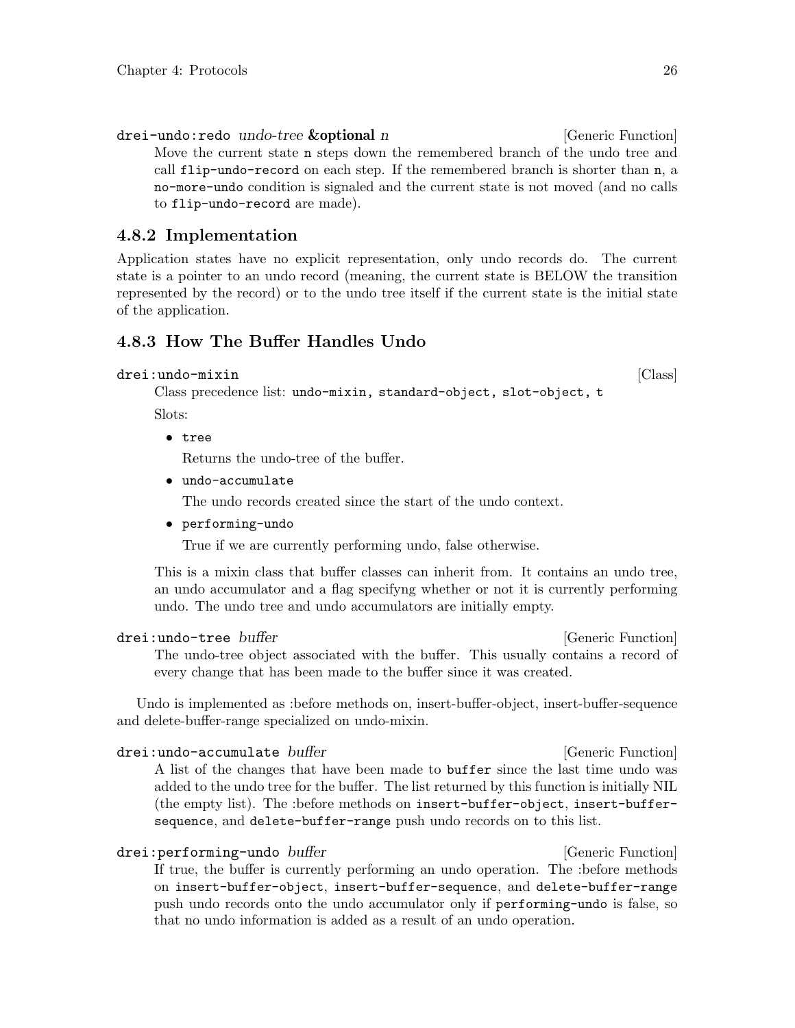`drei-undo:redo` *undo-tree* **&optional** *n* [Generic Function]

Move the current state `n` steps down the remembered branch of the undo tree and call `flip-undo-record` on each step. If the remembered branch is shorter than `n`, a `no-more-undo` condition is signaled and the current state is not moved (and no calls to `flip-undo-record` are made).

### 4.8.2 Implementation

Application states have no explicit representation, only undo records do. The current state is a pointer to an undo record (meaning, the current state is BELOW the transition represented by the record) or to the undo tree itself if the current state is the initial state of the application.

### 4.8.3 How The Buffer Handles Undo

`drei:undo-mixin` [Class]

Class precedence list: `undo-mixin, standard-object, slot-object, t`

Slots:

- `tree`

  Returns the undo-tree of the buffer.

- `undo-accumulate`

  The undo records created since the start of the undo context.

- `performing-undo`

  True if we are currently performing undo, false otherwise.

This is a mixin class that buffer classes can inherit from. It contains an undo tree, an undo accumulator and a flag specifyng whether or not it is currently performing undo. The undo tree and undo accumulators are initially empty.

`drei:undo-tree` *buffer* [Generic Function]

The undo-tree object associated with the buffer. This usually contains a record of every change that has been made to the buffer since it was created.

Undo is implemented as :before methods on, insert-buffer-object, insert-buffer-sequence and delete-buffer-range specialized on undo-mixin.

`drei:undo-accumulate` *buffer* [Generic Function]

A list of the changes that have been made to `buffer` since the last time undo was added to the undo tree for the buffer. The list returned by this function is initially NIL (the empty list). The :before methods on `insert-buffer-object`, `insert-buffer-sequence`, and `delete-buffer-range` push undo records on to this list.

`drei:performing-undo` *buffer* [Generic Function]

If true, the buffer is currently performing an undo operation. The :before methods on `insert-buffer-object`, `insert-buffer-sequence`, and `delete-buffer-range` push undo records onto the undo accumulator only if `performing-undo` is false, so that no undo information is added as a result of an undo operation.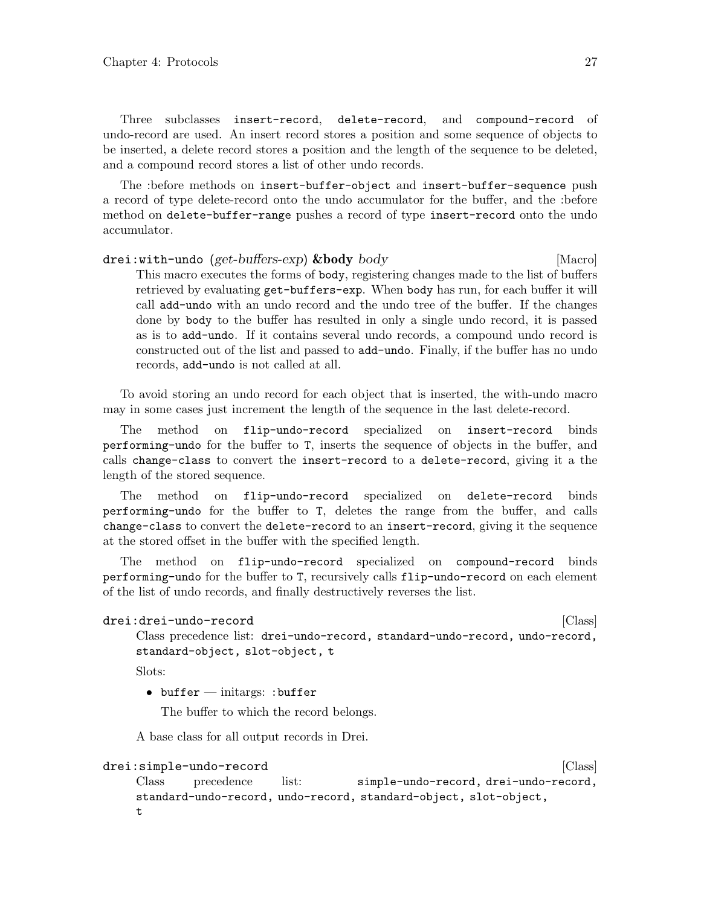Three subclasses `insert-record`, `delete-record`, and `compound-record` of undo-record are used. An insert record stores a position and some sequence of objects to be inserted, a delete record stores a position and the length of the sequence to be deleted, and a compound record stores a list of other undo records.

The :before methods on `insert-buffer-object` and `insert-buffer-sequence` push a record of type delete-record onto the undo accumulator for the buffer, and the :before method on `delete-buffer-range` pushes a record of type `insert-record` onto the undo accumulator.

`drei:with-undo` (*get-buffers-exp*) **&body** *body* [Macro]

> This macro executes the forms of `body`, registering changes made to the list of buffers retrieved by evaluating `get-buffers-exp`. When `body` has run, for each buffer it will call `add-undo` with an undo record and the undo tree of the buffer. If the changes done by `body` to the buffer has resulted in only a single undo record, it is passed as is to `add-undo`. If it contains several undo records, a compound undo record is constructed out of the list and passed to `add-undo`. Finally, if the buffer has no undo records, `add-undo` is not called at all.

To avoid storing an undo record for each object that is inserted, the with-undo macro may in some cases just increment the length of the sequence in the last delete-record.

The method on `flip-undo-record` specialized on `insert-record` binds `performing-undo` for the buffer to `T`, inserts the sequence of objects in the buffer, and calls `change-class` to convert the `insert-record` to a `delete-record`, giving it a the length of the stored sequence.

The method on `flip-undo-record` specialized on `delete-record` binds `performing-undo` for the buffer to `T`, deletes the range from the buffer, and calls `change-class` to convert the `delete-record` to an `insert-record`, giving it the sequence at the stored offset in the buffer with the specified length.

The method on `flip-undo-record` specialized on `compound-record` binds `performing-undo` for the buffer to `T`, recursively calls `flip-undo-record` on each element of the list of undo records, and finally destructively reverses the list.

`drei:drei-undo-record` [Class]

> Class precedence list: `drei-undo-record, standard-undo-record, undo-record, standard-object, slot-object, t`
>
> Slots:
>
> - `buffer` — initargs: `:buffer`
>
>   The buffer to which the record belongs.
>
> A base class for all output records in Drei.

`drei:simple-undo-record` [Class]

> Class precedence list: `simple-undo-record, drei-undo-record, standard-undo-record, undo-record, standard-object, slot-object, t`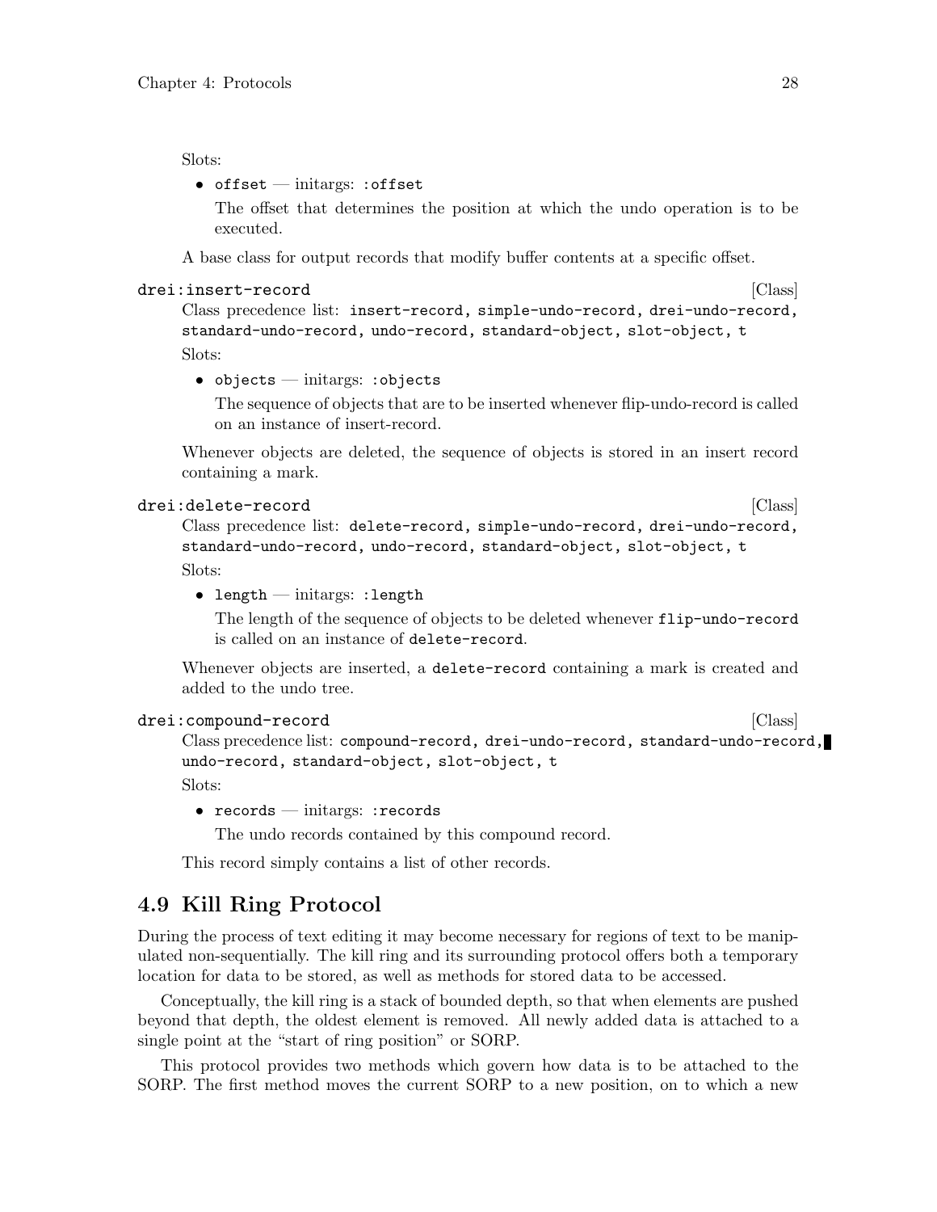Slots:

- `offset` — initargs: `:offset`

  The offset that determines the position at which the undo operation is to be executed.

A base class for output records that modify buffer contents at a specific offset.

`drei:insert-record` [Class]

Class precedence list: `insert-record, simple-undo-record, drei-undo-record, standard-undo-record, undo-record, standard-object, slot-object, t`

Slots:

- `objects` — initargs: `:objects`

  The sequence of objects that are to be inserted whenever flip-undo-record is called on an instance of insert-record.

Whenever objects are deleted, the sequence of objects is stored in an insert record containing a mark.

`drei:delete-record` [Class]

Class precedence list: `delete-record, simple-undo-record, drei-undo-record, standard-undo-record, undo-record, standard-object, slot-object, t`

Slots:

- `length` — initargs: `:length`

  The length of the sequence of objects to be deleted whenever `flip-undo-record` is called on an instance of `delete-record`.

Whenever objects are inserted, a `delete-record` containing a mark is created and added to the undo tree.

`drei:compound-record` [Class]

Class precedence list: `compound-record, drei-undo-record, standard-undo-record, undo-record, standard-object, slot-object, t`

Slots:

- `records` — initargs: `:records`

  The undo records contained by this compound record.

This record simply contains a list of other records.

## 4.9 Kill Ring Protocol

During the process of text editing it may become necessary for regions of text to be manipulated non-sequentially. The kill ring and its surrounding protocol offers both a temporary location for data to be stored, as well as methods for stored data to be accessed.

Conceptually, the kill ring is a stack of bounded depth, so that when elements are pushed beyond that depth, the oldest element is removed. All newly added data is attached to a single point at the "start of ring position" or SORP.

This protocol provides two methods which govern how data is to be attached to the SORP. The first method moves the current SORP to a new position, on to which a new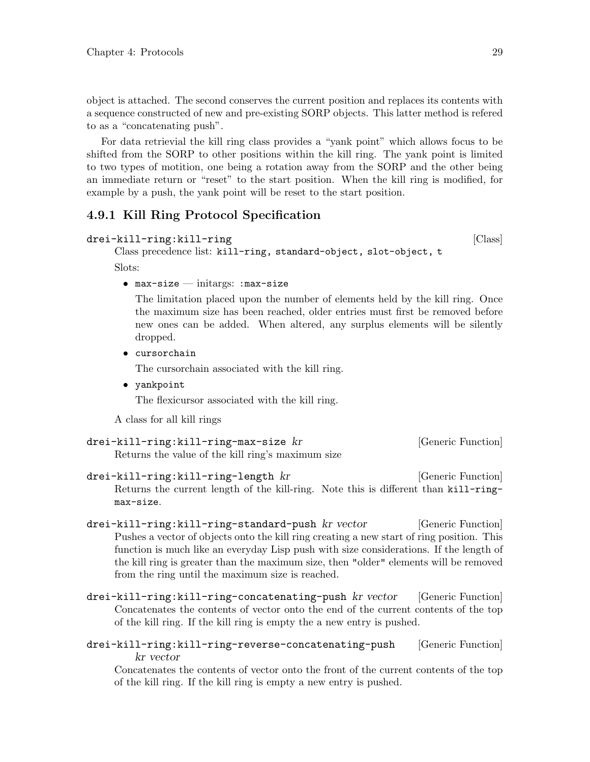object is attached. The second conserves the current position and replaces its contents with a sequence constructed of new and pre-existing SORP objects. This latter method is refered to as a "concatenating push".

For data retrievial the kill ring class provides a "yank point" which allows focus to be shifted from the SORP to other positions within the kill ring. The yank point is limited to two types of motition, one being a rotation away from the SORP and the other being an immediate return or "reset" to the start position. When the kill ring is modified, for example by a push, the yank point will be reset to the start position.

### 4.9.1 Kill Ring Protocol Specification

`drei-kill-ring:kill-ring` [Class]

Class precedence list: `kill-ring, standard-object, slot-object, t`

Slots:

- `max-size` — initargs: `:max-size`

  The limitation placed upon the number of elements held by the kill ring. Once the maximum size has been reached, older entries must first be removed before new ones can be added. When altered, any surplus elements will be silently dropped.

- `cursorchain`

  The cursorchain associated with the kill ring.

- `yankpoint`

  The flexicursor associated with the kill ring.

A class for all kill rings

`drei-kill-ring:kill-ring-max-size` *kr* [Generic Function]

Returns the value of the kill ring's maximum size

`drei-kill-ring:kill-ring-length` *kr* [Generic Function]

Returns the current length of the kill-ring. Note this is different than `kill-ring-max-size`.

`drei-kill-ring:kill-ring-standard-push` *kr vector* [Generic Function]

Pushes a vector of objects onto the kill ring creating a new start of ring position. This function is much like an everyday Lisp push with size considerations. If the length of the kill ring is greater than the maximum size, then "older" elements will be removed from the ring until the maximum size is reached.

`drei-kill-ring:kill-ring-concatenating-push` *kr vector* [Generic Function]

Concatenates the contents of vector onto the end of the current contents of the top of the kill ring. If the kill ring is empty the a new entry is pushed.

`drei-kill-ring:kill-ring-reverse-concatenating-push` *kr vector* [Generic Function]

Concatenates the contents of vector onto the front of the current contents of the top of the kill ring. If the kill ring is empty a new entry is pushed.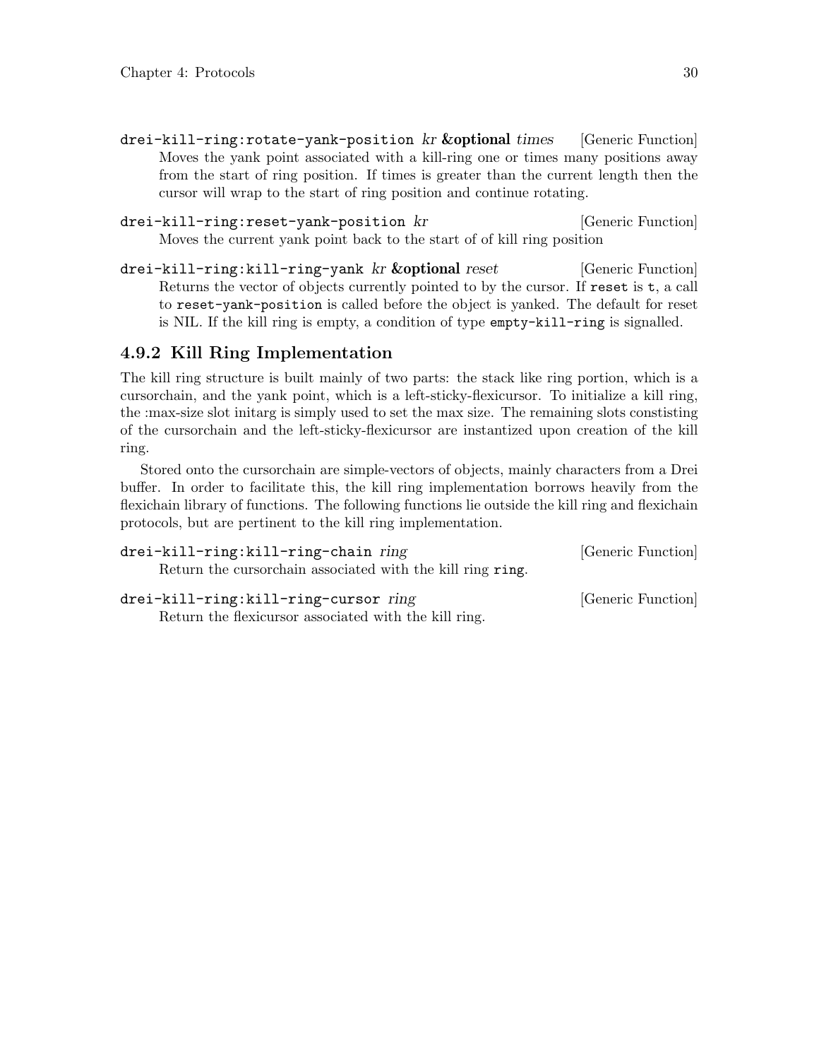`drei-kill-ring:rotate-yank-position` *kr* **&optional** *times* [Generic Function]

Moves the yank point associated with a kill-ring one or times many positions away from the start of ring position. If times is greater than the current length then the cursor will wrap to the start of ring position and continue rotating.

`drei-kill-ring:reset-yank-position` *kr* [Generic Function]

Moves the current yank point back to the start of of kill ring position

`drei-kill-ring:kill-ring-yank` *kr* **&optional** *reset* [Generic Function]

Returns the vector of objects currently pointed to by the cursor. If `reset` is `t`, a call to `reset-yank-position` is called before the object is yanked. The default for reset is NIL. If the kill ring is empty, a condition of type `empty-kill-ring` is signalled.

### 4.9.2 Kill Ring Implementation

The kill ring structure is built mainly of two parts: the stack like ring portion, which is a cursorchain, and the yank point, which is a left-sticky-flexicursor. To initialize a kill ring, the :max-size slot initarg is simply used to set the max size. The remaining slots constisting of the cursorchain and the left-sticky-flexicursor are instantized upon creation of the kill ring.

Stored onto the cursorchain are simple-vectors of objects, mainly characters from a Drei buffer. In order to facilitate this, the kill ring implementation borrows heavily from the flexichain library of functions. The following functions lie outside the kill ring and flexichain protocols, but are pertinent to the kill ring implementation.

`drei-kill-ring:kill-ring-chain` *ring* [Generic Function]

Return the cursorchain associated with the kill ring `ring`.

`drei-kill-ring:kill-ring-cursor` *ring* [Generic Function]

Return the flexicursor associated with the kill ring.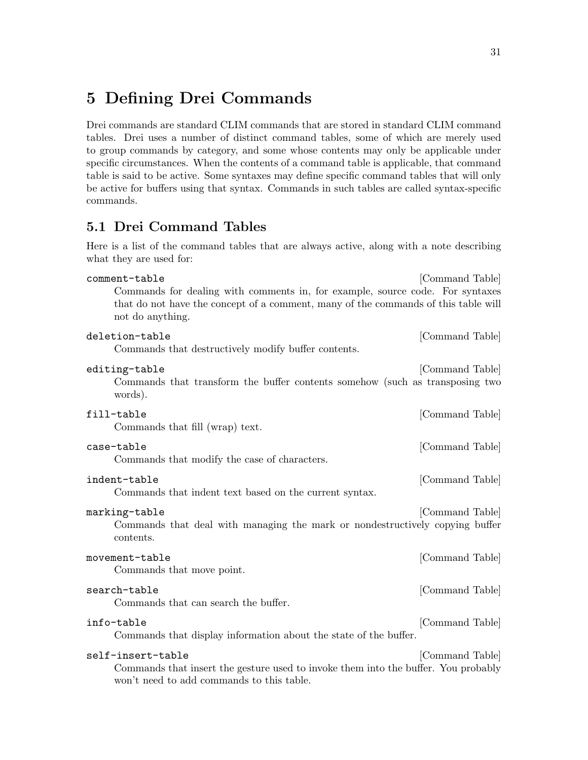# 5 Defining Drei Commands

Drei commands are standard CLIM commands that are stored in standard CLIM command tables. Drei uses a number of distinct command tables, some of which are merely used to group commands by category, and some whose contents may only be applicable under specific circumstances. When the contents of a command table is applicable, that command table is said to be active. Some syntaxes may define specific command tables that will only be active for buffers using that syntax. Commands in such tables are called syntax-specific commands.

## 5.1 Drei Command Tables

Here is a list of the command tables that are always active, along with a note describing what they are used for:

`comment-table` [Command Table]
: Commands for dealing with comments in, for example, source code. For syntaxes that do not have the concept of a comment, many of the commands of this table will not do anything.

`deletion-table` [Command Table]
: Commands that destructively modify buffer contents.

`editing-table` [Command Table]
: Commands that transform the buffer contents somehow (such as transposing two words).

`fill-table` [Command Table]
: Commands that fill (wrap) text.

`case-table` [Command Table]
: Commands that modify the case of characters.

`indent-table` [Command Table]
: Commands that indent text based on the current syntax.

`marking-table` [Command Table]
: Commands that deal with managing the mark or nondestructively copying buffer contents.

`movement-table` [Command Table]
: Commands that move point.

`search-table` [Command Table]
: Commands that can search the buffer.

`info-table` [Command Table]
: Commands that display information about the state of the buffer.

`self-insert-table` [Command Table]
: Commands that insert the gesture used to invoke them into the buffer. You probably won't need to add commands to this table.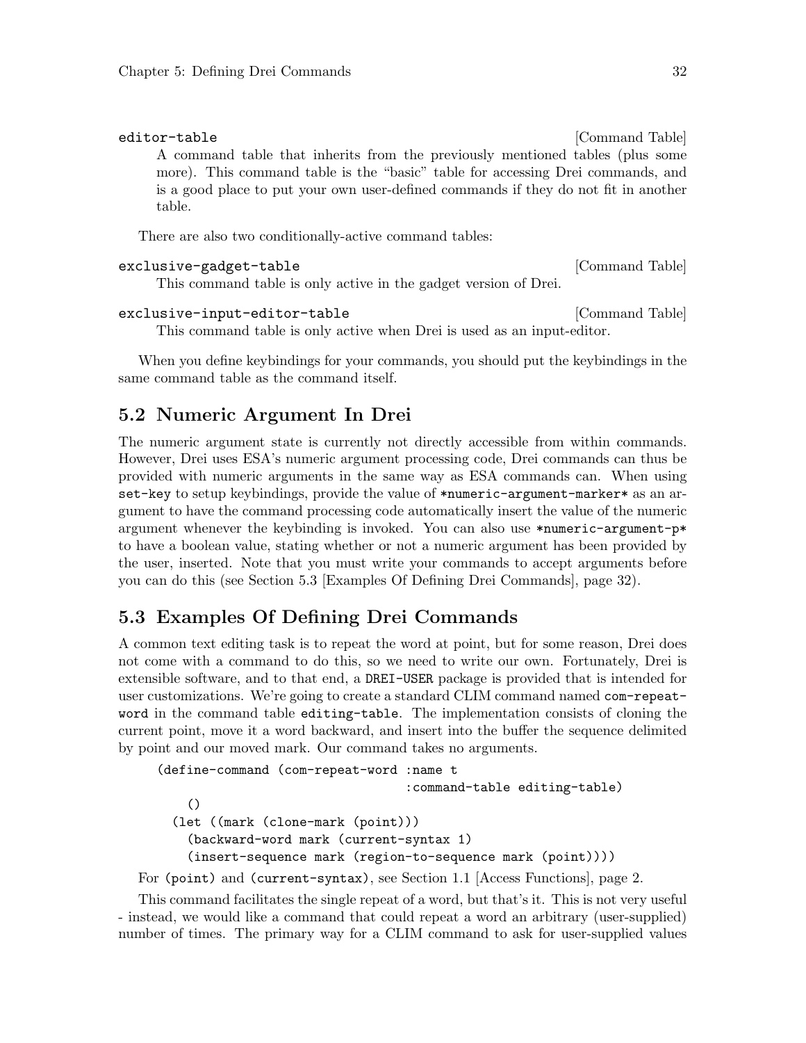`editor-table` [Command Table]

A command table that inherits from the previously mentioned tables (plus some more). This command table is the "basic" table for accessing Drei commands, and is a good place to put your own user-defined commands if they do not fit in another table.

There are also two conditionally-active command tables:

`exclusive-gadget-table` [Command Table]

This command table is only active in the gadget version of Drei.

`exclusive-input-editor-table` [Command Table]

This command table is only active when Drei is used as an input-editor.

When you define keybindings for your commands, you should put the keybindings in the same command table as the command itself.

## 5.2 Numeric Argument In Drei

The numeric argument state is currently not directly accessible from within commands. However, Drei uses ESA's numeric argument processing code, Drei commands can thus be provided with numeric arguments in the same way as ESA commands can. When using `set-key` to setup keybindings, provide the value of `*numeric-argument-marker*` as an argument to have the command processing code automatically insert the value of the numeric argument whenever the keybinding is invoked. You can also use `*numeric-argument-p*` to have a boolean value, stating whether or not a numeric argument has been provided by the user, inserted. Note that you must write your commands to accept arguments before you can do this (see Section 5.3 [Examples Of Defining Drei Commands], page 32).

## 5.3 Examples Of Defining Drei Commands

A common text editing task is to repeat the word at point, but for some reason, Drei does not come with a command to do this, so we need to write our own. Fortunately, Drei is extensible software, and to that end, a `DREI-USER` package is provided that is intended for user customizations. We're going to create a standard CLIM command named `com-repeat-word` in the command table `editing-table`. The implementation consists of cloning the current point, move it a word backward, and insert into the buffer the sequence delimited by point and our moved mark. Our command takes no arguments.

```
(define-command (com-repeat-word :name t
                                 :command-table editing-table)
    ()
  (let ((mark (clone-mark (point)))
    (backward-word mark (current-syntax 1)
    (insert-sequence mark (region-to-sequence mark (point))))
```

For `(point)` and `(current-syntax)`, see Section 1.1 [Access Functions], page 2.

This command facilitates the single repeat of a word, but that's it. This is not very useful - instead, we would like a command that could repeat a word an arbitrary (user-supplied) number of times. The primary way for a CLIM command to ask for user-supplied values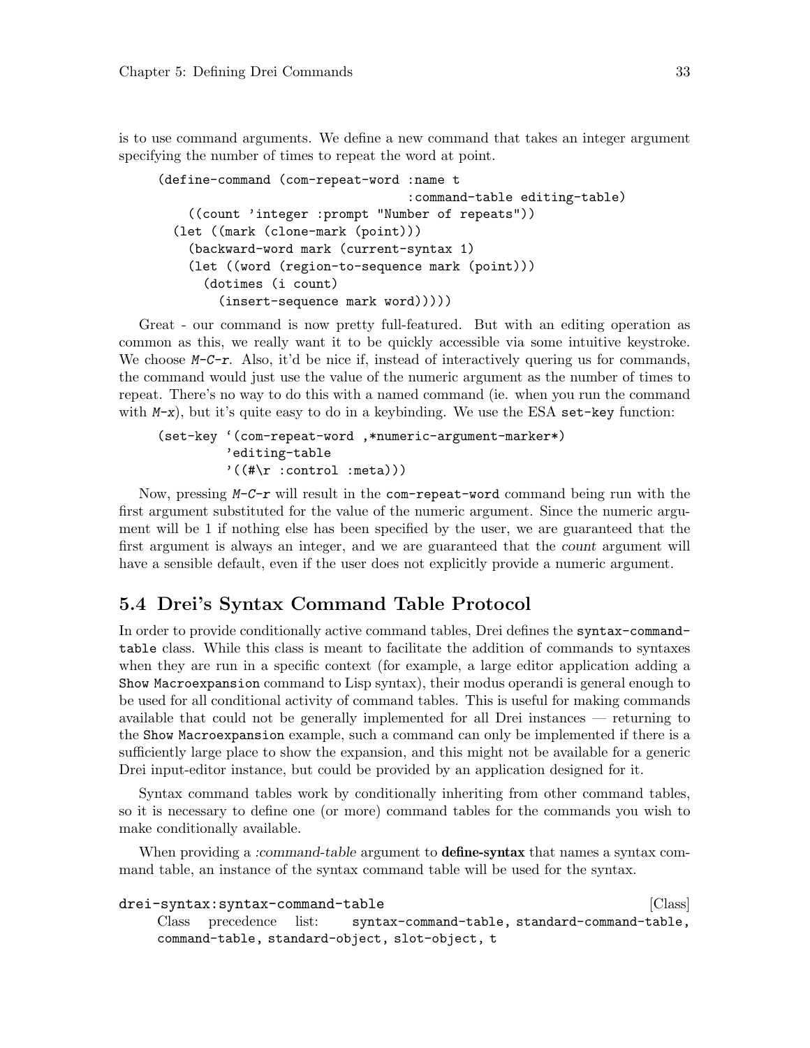is to use command arguments. We define a new command that takes an integer argument specifying the number of times to repeat the word at point.

```
(define-command (com-repeat-word :name t
                                 :command-table editing-table)
    ((count 'integer :prompt "Number of repeats"))
  (let ((mark (clone-mark (point)))
    (backward-word mark (current-syntax 1)
    (let ((word (region-to-sequence mark (point)))
      (dotimes (i count)
        (insert-sequence mark word)))))
```

Great - our command is now pretty full-featured. But with an editing operation as common as this, we really want it to be quickly accessible via some intuitive keystroke. We choose *M-C-r*. Also, it'd be nice if, instead of interactively quering us for commands, the command would just use the value of the numeric argument as the number of times to repeat. There's no way to do this with a named command (ie. when you run the command with *M-x*), but it's quite easy to do in a keybinding. We use the ESA `set-key` function:

```
(set-key '(com-repeat-word ,*numeric-argument-marker*)
         'editing-table
         '((#\r :control :meta)))
```

Now, pressing *M-C-r* will result in the `com-repeat-word` command being run with the first argument substituted for the value of the numeric argument. Since the numeric argument will be 1 if nothing else has been specified by the user, we are guaranteed that the first argument is always an integer, and we are guaranteed that the *count* argument will have a sensible default, even if the user does not explicitly provide a numeric argument.

## 5.4 Drei's Syntax Command Table Protocol

In order to provide conditionally active command tables, Drei defines the `syntax-command-table` class. While this class is meant to facilitate the addition of commands to syntaxes when they are run in a specific context (for example, a large editor application adding a `Show Macroexpansion` command to Lisp syntax), their modus operandi is general enough to be used for all conditional activity of command tables. This is useful for making commands available that could not be generally implemented for all Drei instances — returning to the `Show Macroexpansion` example, such a command can only be implemented if there is a sufficiently large place to show the expansion, and this might not be available for a generic Drei input-editor instance, but could be provided by an application designed for it.

Syntax command tables work by conditionally inheriting from other command tables, so it is necessary to define one (or more) command tables for the commands you wish to make conditionally available.

When providing a *:command-table* argument to **define-syntax** that names a syntax command table, an instance of the syntax command table will be used for the syntax.

`drei-syntax:syntax-command-table` [Class]

Class precedence list: `syntax-command-table`, `standard-command-table`, `command-table`, `standard-object`, `slot-object`, `t`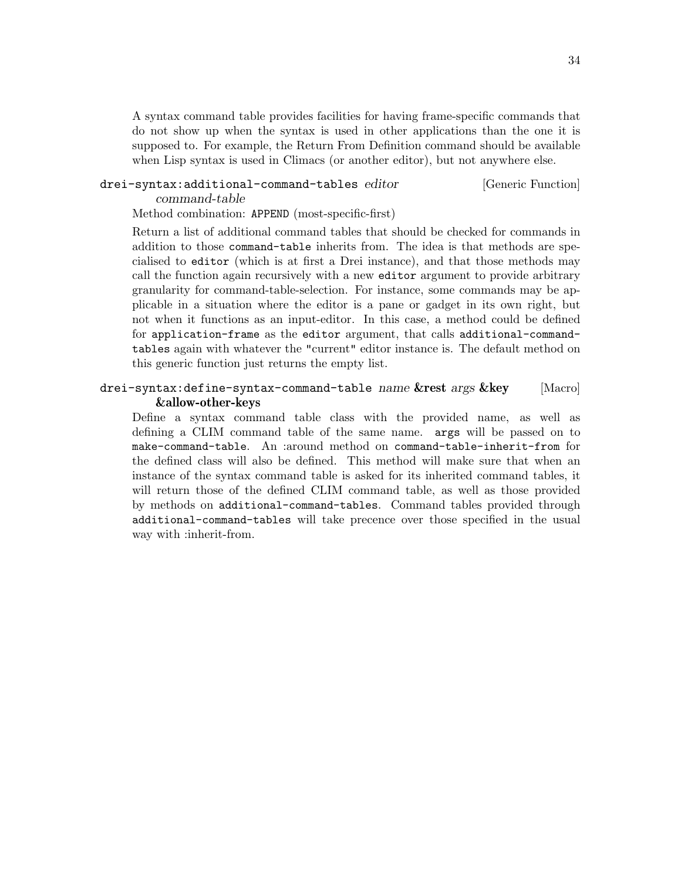A syntax command table provides facilities for having frame-specific commands that do not show up when the syntax is used in other applications than the one it is supposed to. For example, the Return From Definition command should be available when Lisp syntax is used in Climacs (or another editor), but not anywhere else.

`drei-syntax:additional-command-tables` *editor command-table* [Generic Function]

Method combination: `APPEND` (most-specific-first)

Return a list of additional command tables that should be checked for commands in addition to those `command-table` inherits from. The idea is that methods are specialised to `editor` (which is at first a Drei instance), and that those methods may call the function again recursively with a new `editor` argument to provide arbitrary granularity for command-table-selection. For instance, some commands may be applicable in a situation where the editor is a pane or gadget in its own right, but not when it functions as an input-editor. In this case, a method could be defined for `application-frame` as the `editor` argument, that calls `additional-command-tables` again with whatever the "current" editor instance is. The default method on this generic function just returns the empty list.

`drei-syntax:define-syntax-command-table` *name* **&rest** *args* **&key &allow-other-keys** [Macro]

Define a syntax command table class with the provided name, as well as defining a CLIM command table of the same name. `args` will be passed on to `make-command-table`. An :around method on `command-table-inherit-from` for the defined class will also be defined. This method will make sure that when an instance of the syntax command table is asked for its inherited command tables, it will return those of the defined CLIM command table, as well as those provided by methods on `additional-command-tables`. Command tables provided through `additional-command-tables` will take precence over those specified in the usual way with :inherit-from.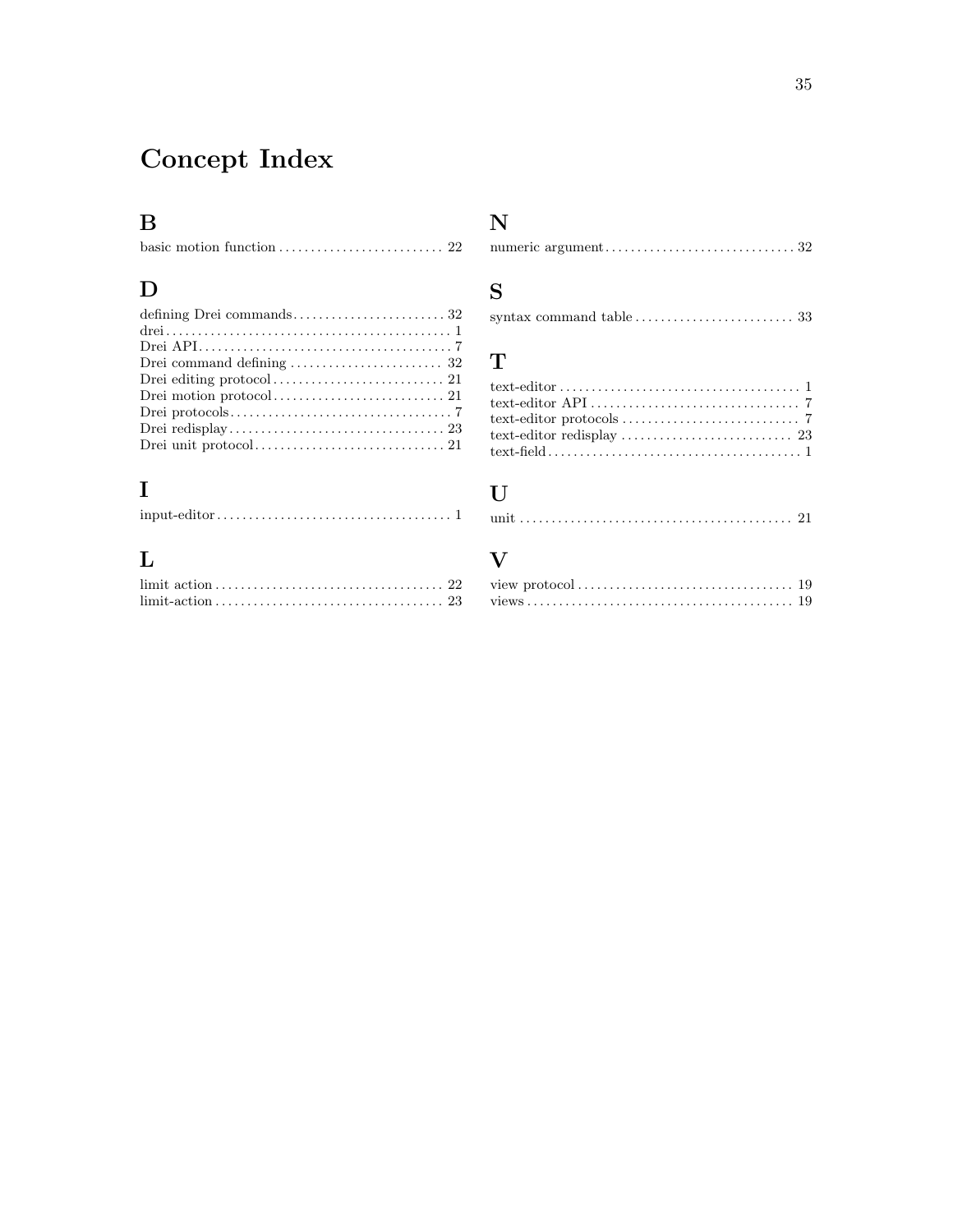# Concept Index

## B

basic motion function .......................... 22

## D

defining Drei commands........................ 32
drei............................................. 1
Drei API........................................ 7
Drei command defining ........................ 32
Drei editing protocol........................... 21
Drei motion protocol........................... 21
Drei protocols................................... 7
Drei redisplay.................................. 23
Drei unit protocol.............................. 21

## I

input-editor..................................... 1

## L

limit action.................................... 22
limit-action.................................... 23

## N

numeric argument............................. 32

## S

syntax command table......................... 33

## T

text-editor...................................... 1
text-editor API................................. 7
text-editor protocols ............................ 7
text-editor redisplay ........................... 23
text-field........................................ 1

## U

unit ........................................... 21

## V

view protocol .................................. 19
views.......................................... 19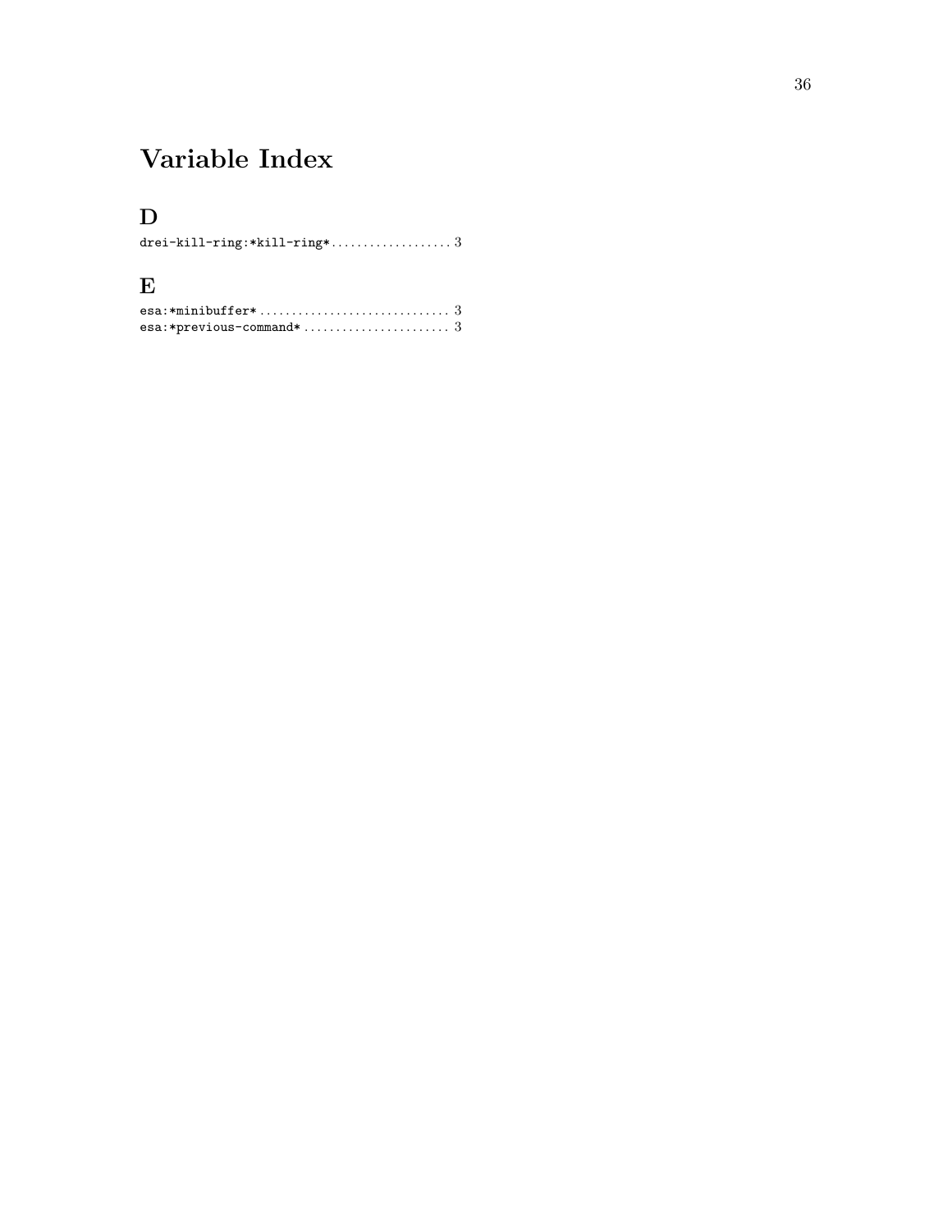# Variable Index

## D

drei-kill-ring:*kill-ring* .................. 3

## E

esa:*minibuffer* .............................. 3
esa:*previous-command* ....................... 3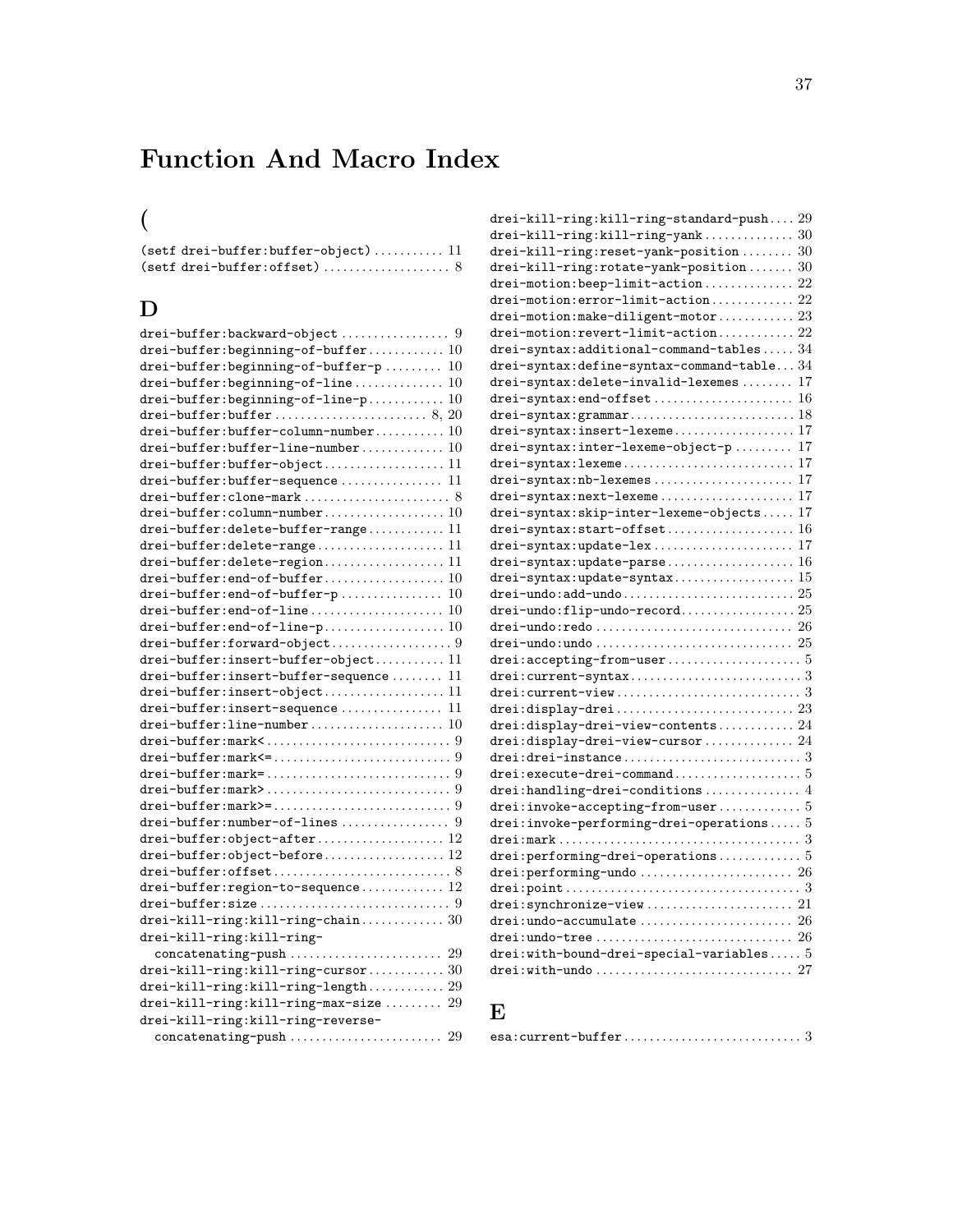# Function And Macro Index

## (

(setf drei-buffer:buffer-object) .......... 11
(setf drei-buffer:offset) .................. 8

## D

drei-buffer:backward-object ................ 9
drei-buffer:beginning-of-buffer ........... 10
drei-buffer:beginning-of-buffer-p ......... 10
drei-buffer:beginning-of-line ............. 10
drei-buffer:beginning-of-line-p ........... 10
drei-buffer:buffer ...................... 8, 20
drei-buffer:buffer-column-number .......... 10
drei-buffer:buffer-line-number ............ 10
drei-buffer:buffer-object ................. 11
drei-buffer:buffer-sequence ............... 11
drei-buffer:clone-mark ..................... 8
drei-buffer:column-number ................. 10
drei-buffer:delete-buffer-range ........... 11
drei-buffer:delete-range .................. 11
drei-buffer:delete-region ................. 11
drei-buffer:end-of-buffer ................. 10
drei-buffer:end-of-buffer-p ............... 10
drei-buffer:end-of-line ................... 10
drei-buffer:end-of-line-p ................. 10
drei-buffer:forward-object ................. 9
drei-buffer:insert-buffer-object .......... 11
drei-buffer:insert-buffer-sequence ........ 11
drei-buffer:insert-object ................. 11
drei-buffer:insert-sequence ............... 11
drei-buffer:line-number ................... 10
drei-buffer:mark ........................... 9
drei-buffer:mark< .......................... 9
drei-buffer:mark<= ......................... 9
drei-buffer:mark= .......................... 9
drei-buffer:mark> .......................... 9
drei-buffer:mark>= ......................... 9
drei-buffer:number-of-lines ................ 9
drei-buffer:object-after .................. 12
drei-buffer:object-before ................. 12
drei-buffer:offset ......................... 8
drei-buffer:region-to-sequence ............ 12
drei-buffer:size ........................... 9
drei-kill-ring:kill-ring-chain ............ 30
drei-kill-ring:kill-ring-concatenating-push ....................... 29
drei-kill-ring:kill-ring-cursor ........... 30
drei-kill-ring:kill-ring-length ........... 29
drei-kill-ring:kill-ring-max-size ......... 29
drei-kill-ring:kill-ring-reverse-concatenating-push ....................... 29
drei-kill-ring:kill-ring-standard-push .... 29
drei-kill-ring:kill-ring-yank ............. 30
drei-kill-ring:reset-yank-position ........ 30
drei-kill-ring:rotate-yank-position ....... 30
drei-motion:beep-limit-action ............. 22
drei-motion:error-limit-action ............ 22
drei-motion:make-diligent-motor ........... 23
drei-motion:revert-limit-action ........... 22
drei-syntax:additional-command-tables ..... 34
drei-syntax:define-syntax-command-table ... 34
drei-syntax:delete-invalid-lexemes ........ 17
drei-syntax:end-offset .................... 16
drei-syntax:grammar ....................... 18
drei-syntax:insert-lexeme ................. 17
drei-syntax:inter-lexeme-object-p ......... 17
drei-syntax:lexeme ........................ 17
drei-syntax:nb-lexemes .................... 17
drei-syntax:next-lexeme ................... 17
drei-syntax:skip-inter-lexeme-objects ..... 17
drei-syntax:start-offset .................. 16
drei-syntax:update-lex .................... 17
drei-syntax:update-parse .................. 16
drei-syntax:update-syntax ................. 15
drei-undo:add-undo ........................ 25
drei-undo:flip-undo-record ................ 25
drei-undo:redo ............................ 26
drei-undo:undo ............................ 25
drei:accepting-from-user ................... 5
drei:current-syntax ........................ 3
drei:current-view .......................... 3
drei:display-drei ......................... 23
drei:display-drei-view-contents ........... 24
drei:display-drei-view-cursor ............. 24
drei:drei-instance ......................... 3
drei:execute-drei-command .................. 5
drei:handling-drei-conditions .............. 4
drei:invoke-accepting-from-user ............ 5
drei:invoke-performing-drei-operations ..... 5
drei:mark .................................. 3
drei:performing-drei-operations ............ 5
drei:performing-undo ...................... 26
drei:point ................................. 3
drei:synchronize-view ..................... 21
drei:undo-accumulate ...................... 26
drei:undo-tree ............................ 26
drei:with-bound-drei-special-variables ..... 5
drei:with-undo ............................ 27

## E

esa:current-buffer ......................... 3